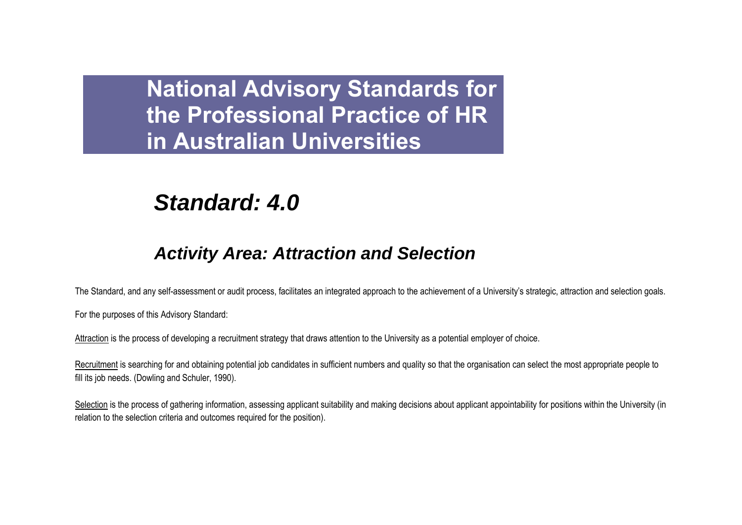# National Advisory Standards for the Professional Practice of HR in Australian Universities

## *Standard: 4.0*

### *Activity Area: Attraction and Selection*

The Standard, and any self-assessment or audit process, facilitates an integrated approach to the achievement of a University's strategic, attraction and selection goals.

For the purposes of this Advisory Standard:

Attraction is the process of developing a recruitment strategy that draws attention to the University as a potential employer of choice.

Recruitment is searching for and obtaining potential job candidates in sufficient numbers and quality so that the organisation can select the most appropriate people to fill its job needs. (Dowling and Schuler, 1990).

Selection is the process of gathering information, assessing applicant suitability and making decisions about applicant appointability for positions within the University (in relation to the selection criteria and outcomes required for the position).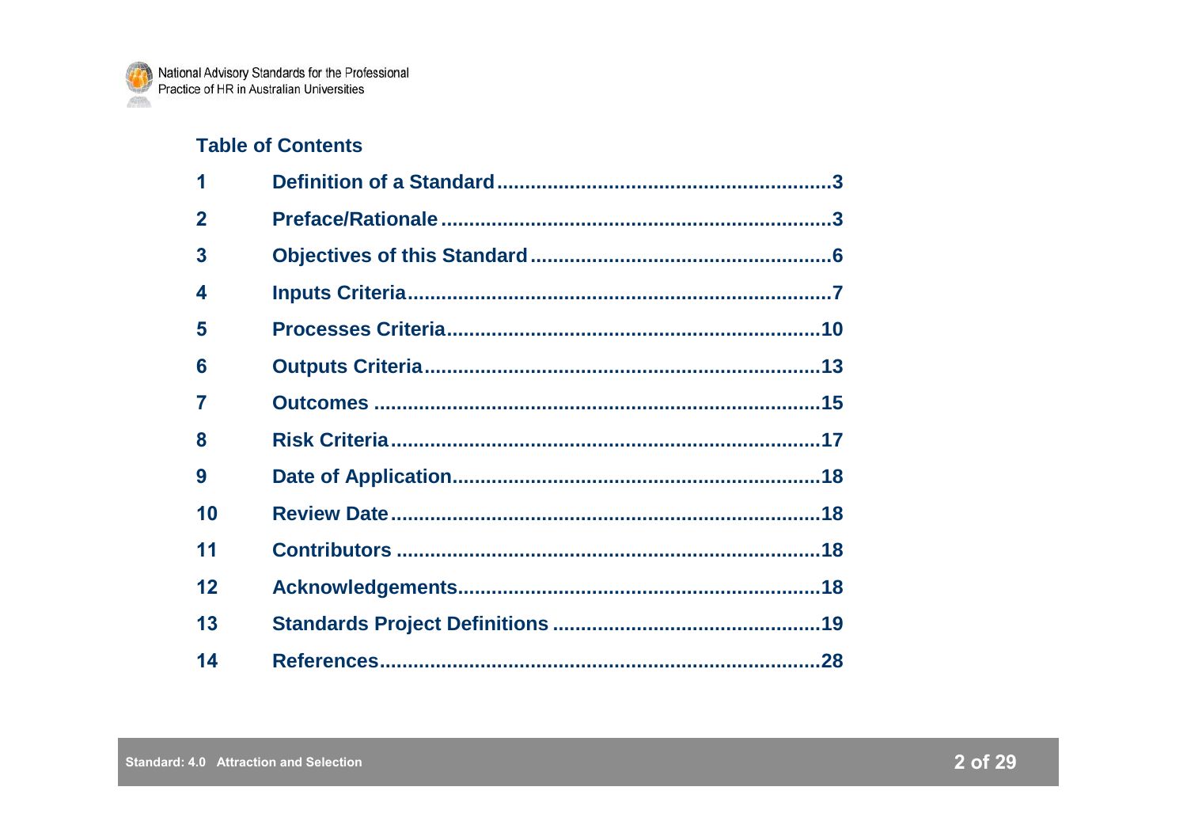## Table of Contents

| | | |
|---|---|---|
| 1 | Definition of a Standard | 3 |
| 2 | Preface/Rationale | 3 |
| 3 | Objectives of this Standard | 6 |
| 4 | Inputs Criteria | 7 |
| 5 | Processes Criteria | 10 |
| 6 | Outputs Criteria | 13 |
| 7 | Outcomes | 15 |
| 8 | Risk Criteria | 17 |
| 9 | Date of Application | 18 |
| 10 | Review Date | 18 |
| 11 | Contributors | 18 |
| 12 | Acknowledgements | 18 |
| 13 | Standards Project Definitions | 19 |
| 14 | References | 28 |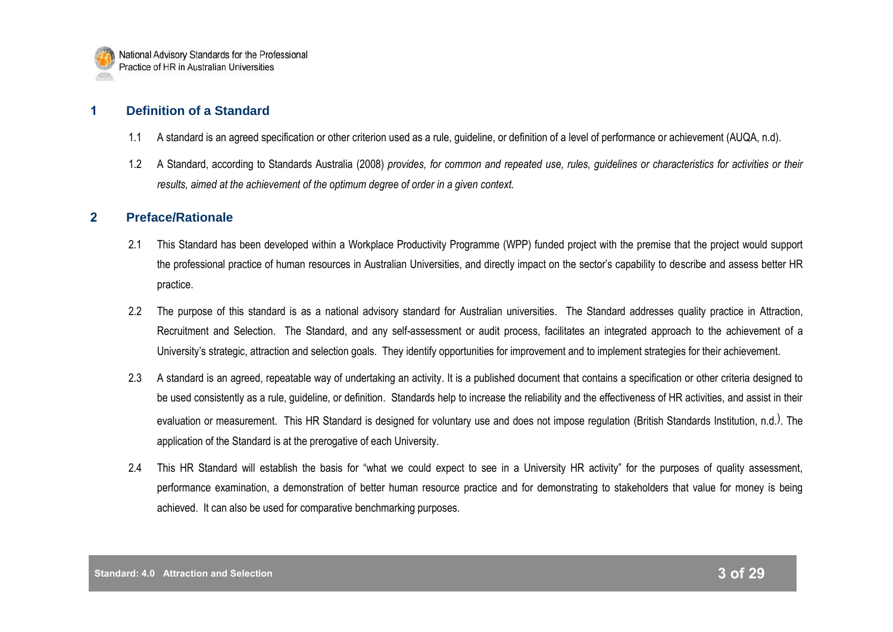## 1 Definition of a Standard

1.1 A standard is an agreed specification or other criterion used as a rule, guideline, or definition of a level of performance or achievement (AUQA, n.d).

1.2 A Standard, according to Standards Australia (2008) *provides, for common and repeated use, rules, guidelines or characteristics for activities or their results, aimed at the achievement of the optimum degree of order in a given context.*

## 2 Preface/Rationale

2.1 This Standard has been developed within a Workplace Productivity Programme (WPP) funded project with the premise that the project would support the professional practice of human resources in Australian Universities, and directly impact on the sector's capability to describe and assess better HR practice.

2.2 The purpose of this standard is as a national advisory standard for Australian universities. The Standard addresses quality practice in Attraction, Recruitment and Selection. The Standard, and any self-assessment or audit process, facilitates an integrated approach to the achievement of a University's strategic, attraction and selection goals. They identify opportunities for improvement and to implement strategies for their achievement.

2.3 A standard is an agreed, repeatable way of undertaking an activity. It is a published document that contains a specification or other criteria designed to be used consistently as a rule, guideline, or definition. Standards help to increase the reliability and the effectiveness of HR activities, and assist in their evaluation or measurement. This HR Standard is designed for voluntary use and does not impose regulation (British Standards Institution, n.d.). The application of the Standard is at the prerogative of each University.

2.4 This HR Standard will establish the basis for "what we could expect to see in a University HR activity" for the purposes of quality assessment, performance examination, a demonstration of better human resource practice and for demonstrating to stakeholders that value for money is being achieved. It can also be used for comparative benchmarking purposes.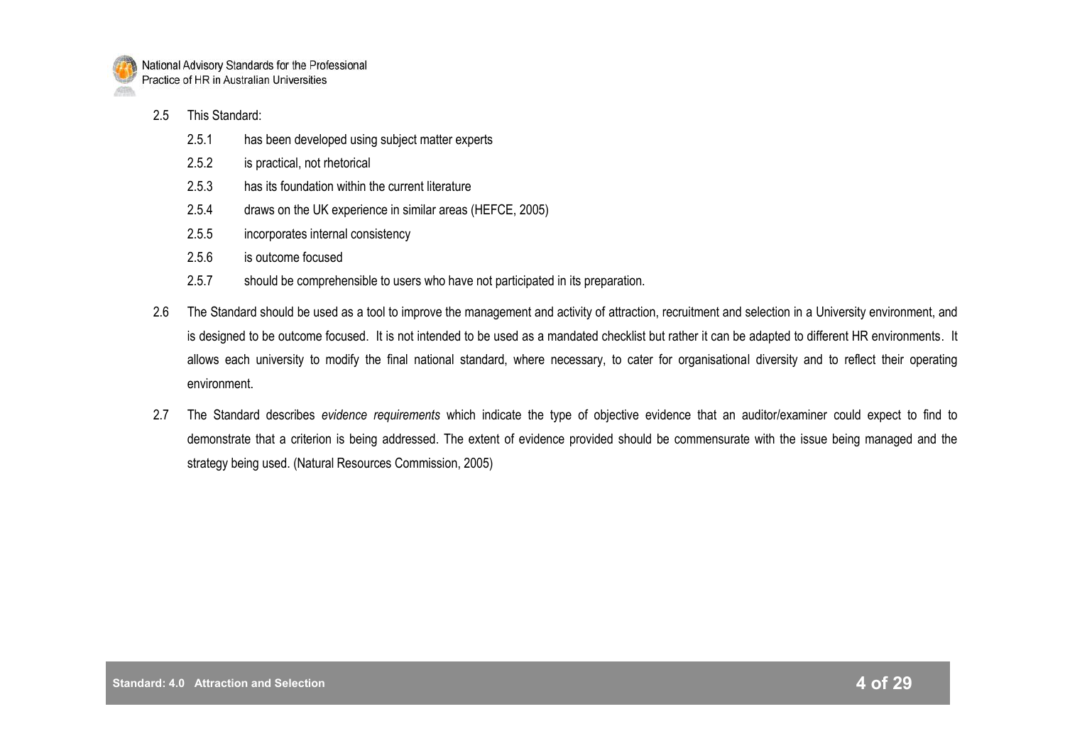2.5 This Standard:

- 2.5.1 has been developed using subject matter experts
- 2.5.2 is practical, not rhetorical
- 2.5.3 has its foundation within the current literature
- 2.5.4 draws on the UK experience in similar areas (HEFCE, 2005)
- 2.5.5 incorporates internal consistency
- 2.5.6 is outcome focused
- 2.5.7 should be comprehensible to users who have not participated in its preparation.

2.6 The Standard should be used as a tool to improve the management and activity of attraction, recruitment and selection in a University environment, and is designed to be outcome focused. It is not intended to be used as a mandated checklist but rather it can be adapted to different HR environments. It allows each university to modify the final national standard, where necessary, to cater for organisational diversity and to reflect their operating environment.

2.7 The Standard describes *evidence requirements* which indicate the type of objective evidence that an auditor/examiner could expect to find to demonstrate that a criterion is being addressed. The extent of evidence provided should be commensurate with the issue being managed and the strategy being used. (Natural Resources Commission, 2005)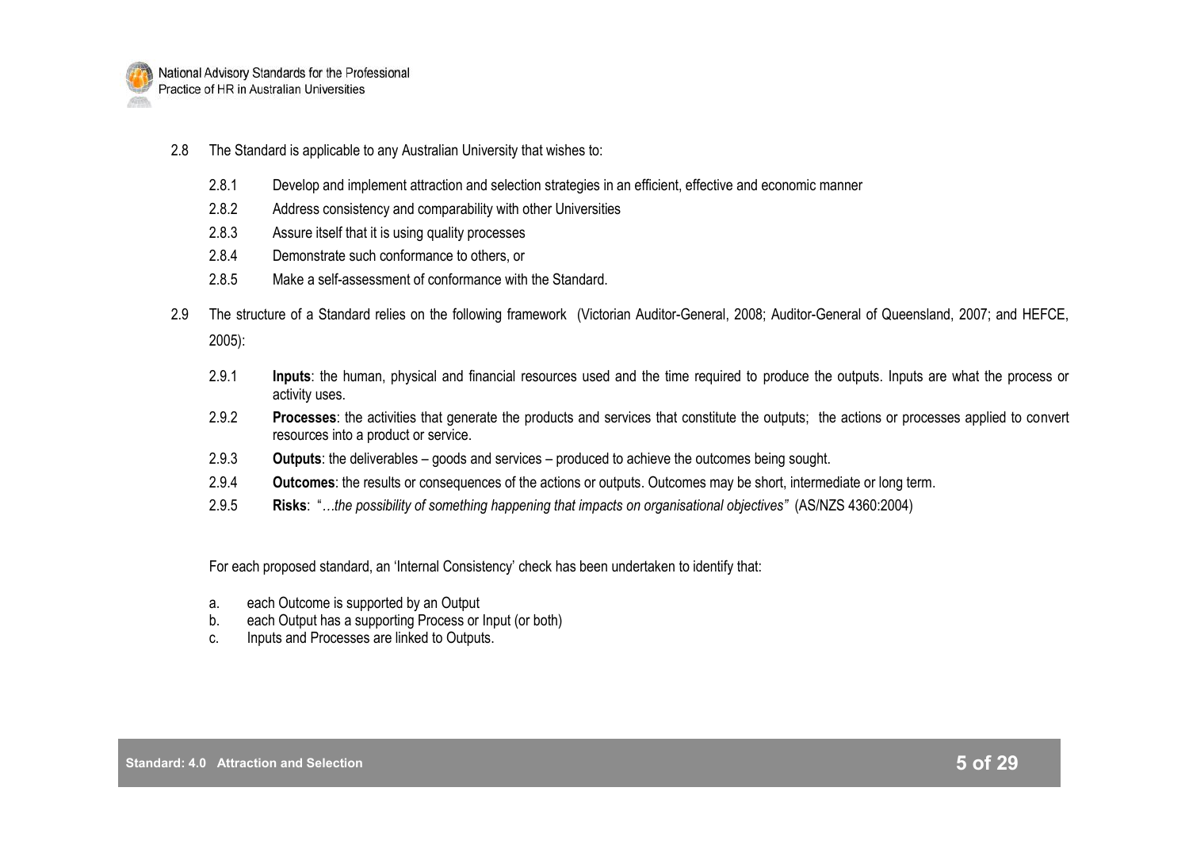2.8 The Standard is applicable to any Australian University that wishes to:

- 2.8.1 Develop and implement attraction and selection strategies in an efficient, effective and economic manner
- 2.8.2 Address consistency and comparability with other Universities
- 2.8.3 Assure itself that it is using quality processes
- 2.8.4 Demonstrate such conformance to others, or
- 2.8.5 Make a self-assessment of conformance with the Standard.

2.9 The structure of a Standard relies on the following framework (Victorian Auditor-General, 2008; Auditor-General of Queensland, 2007; and HEFCE, 2005):

- 2.9.1 **Inputs**: the human, physical and financial resources used and the time required to produce the outputs. Inputs are what the process or activity uses.
- 2.9.2 **Processes**: the activities that generate the products and services that constitute the outputs; the actions or processes applied to convert resources into a product or service.
- 2.9.3 **Outputs**: the deliverables – goods and services – produced to achieve the outcomes being sought.
- 2.9.4 **Outcomes**: the results or consequences of the actions or outputs. Outcomes may be short, intermediate or long term.
- 2.9.5 **Risks**: "*…the possibility of something happening that impacts on organisational objectives"* (AS/NZS 4360:2004)

For each proposed standard, an 'Internal Consistency' check has been undertaken to identify that:

a. each Outcome is supported by an Output
b. each Output has a supporting Process or Input (or both)
c. Inputs and Processes are linked to Outputs.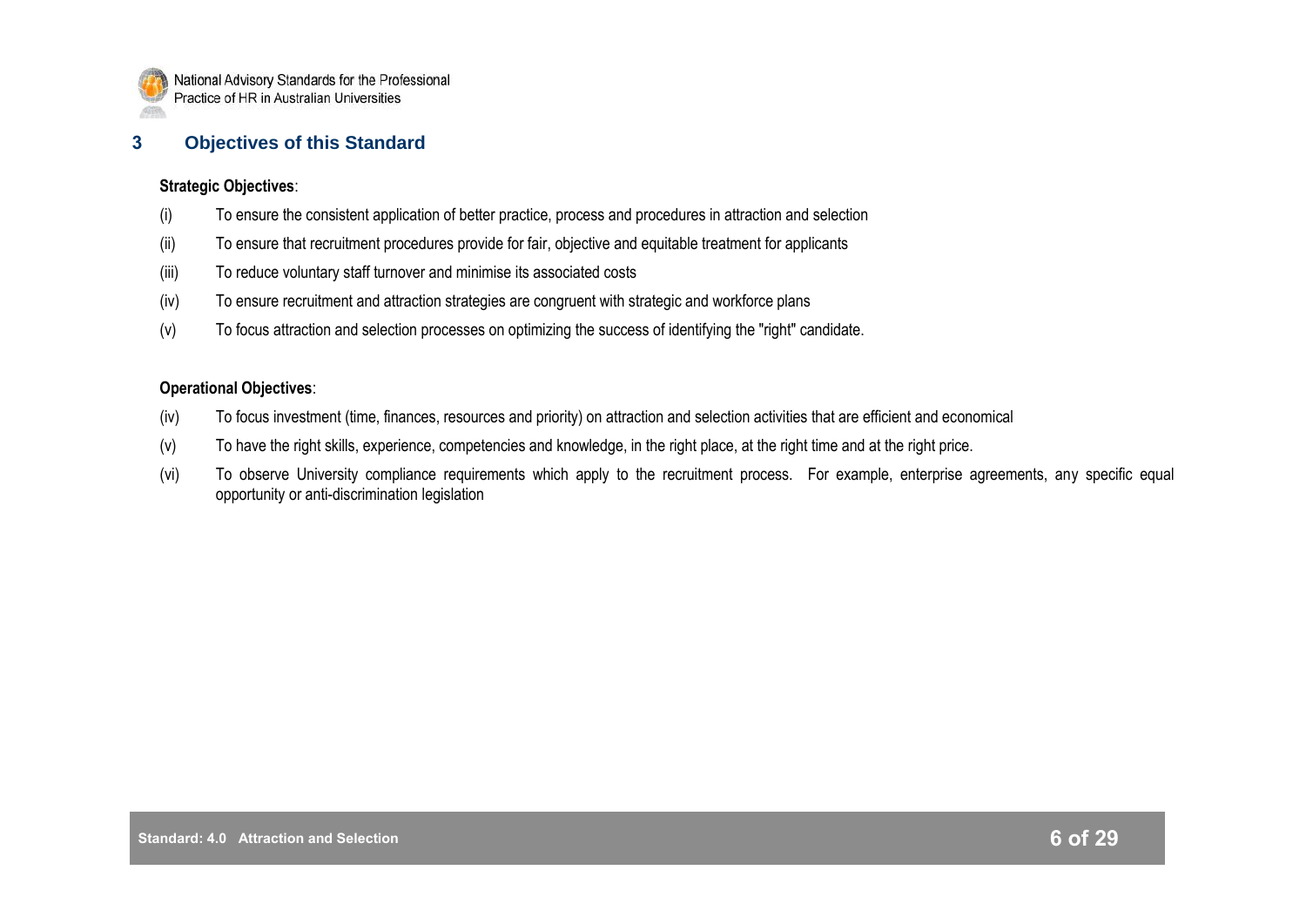## 3 Objectives of this Standard

**Strategic Objectives**:

(i) To ensure the consistent application of better practice, process and procedures in attraction and selection

(ii) To ensure that recruitment procedures provide for fair, objective and equitable treatment for applicants

(iii) To reduce voluntary staff turnover and minimise its associated costs

(iv) To ensure recruitment and attraction strategies are congruent with strategic and workforce plans

(v) To focus attraction and selection processes on optimizing the success of identifying the "right" candidate.

**Operational Objectives**:

(iv) To focus investment (time, finances, resources and priority) on attraction and selection activities that are efficient and economical

(v) To have the right skills, experience, competencies and knowledge, in the right place, at the right time and at the right price.

(vi) To observe University compliance requirements which apply to the recruitment process. For example, enterprise agreements, any specific equal opportunity or anti-discrimination legislation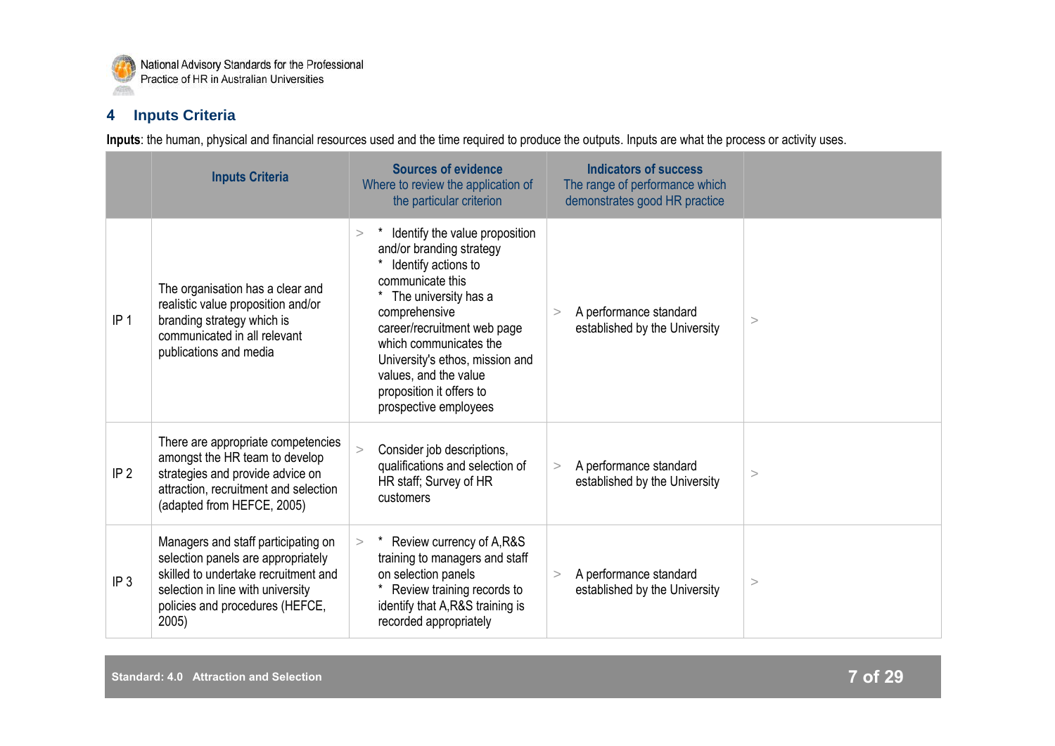## 4 Inputs Criteria

**Inputs**: the human, physical and financial resources used and the time required to produce the outputs. Inputs are what the process or activity uses.

| | Inputs Criteria | Sources of evidence<br>Where to review the application of the particular criterion | Indicators of success<br>The range of performance which demonstrates good HR practice | |
|---|---|---|---|---|
| IP 1 | The organisation has a clear and realistic value proposition and/or branding strategy which is communicated in all relevant publications and media | > * Identify the value proposition and/or branding strategy<br>* Identify actions to communicate this<br>* The university has a comprehensive career/recruitment web page which communicates the University's ethos, mission and values, and the value proposition it offers to prospective employees | > A performance standard established by the University | > |
| IP 2 | There are appropriate competencies amongst the HR team to develop strategies and provide advice on attraction, recruitment and selection (adapted from HEFCE, 2005) | > Consider job descriptions, qualifications and selection of HR staff; Survey of HR customers | > A performance standard established by the University | > |
| IP 3 | Managers and staff participating on selection panels are appropriately skilled to undertake recruitment and selection in line with university policies and procedures (HEFCE, 2005) | > * Review currency of A,R&S training to managers and staff on selection panels<br>* Review training records to identify that A,R&S training is recorded appropriately | > A performance standard established by the University | > |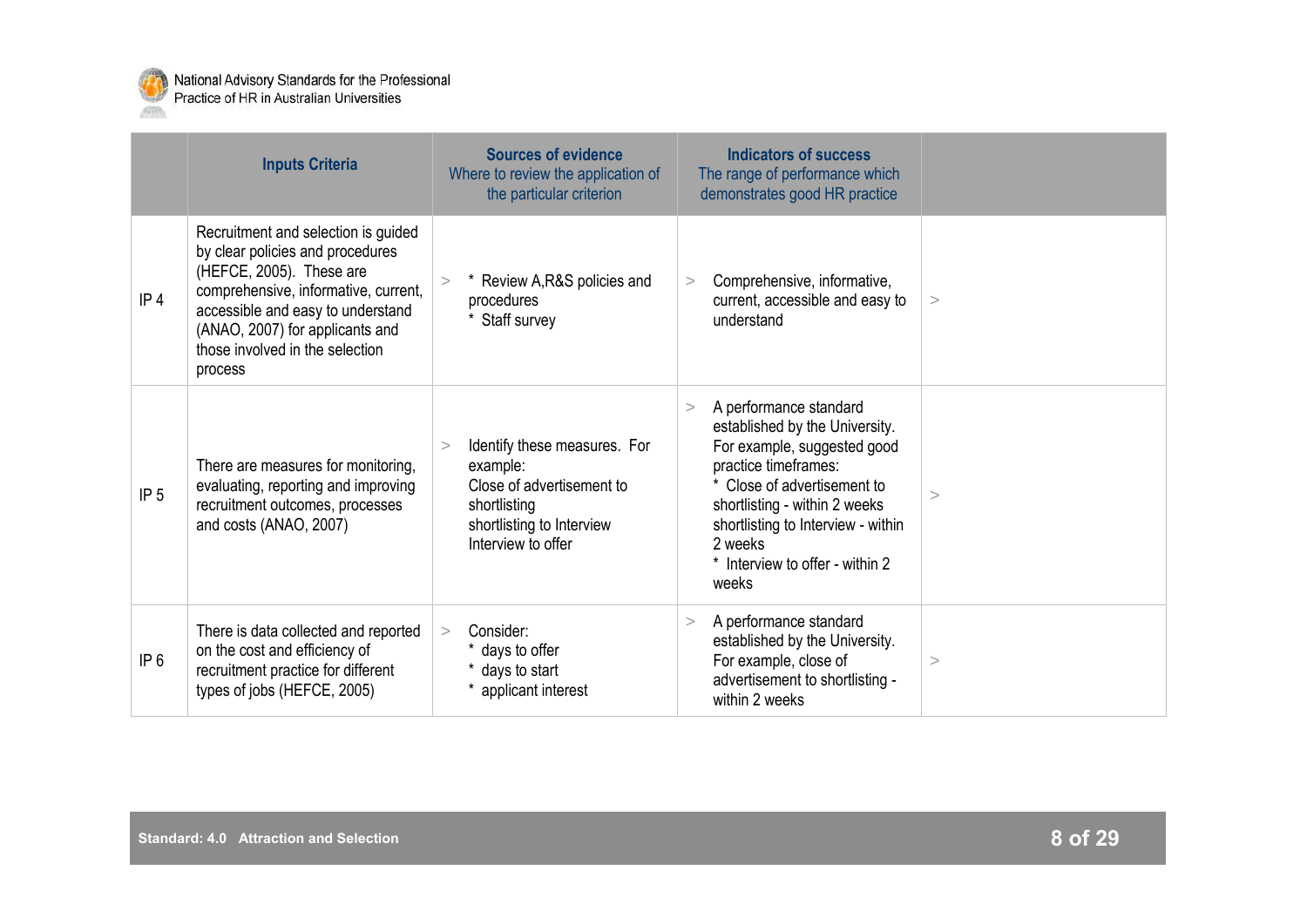| | Inputs Criteria | Sources of evidence<br>Where to review the application of the particular criterion | Indicators of success<br>The range of performance which demonstrates good HR practice | |
|---|---|---|---|---|
| IP 4 | Recruitment and selection is guided by clear policies and procedures (HEFCE, 2005). These are comprehensive, informative, current, accessible and easy to understand (ANAO, 2007) for applicants and those involved in the selection process | > * Review A,R&S policies and procedures<br>* Staff survey | > Comprehensive, informative, current, accessible and easy to understand | > |
| IP 5 | There are measures for monitoring, evaluating, reporting and improving recruitment outcomes, processes and costs (ANAO, 2007) | > Identify these measures. For example:<br>Close of advertisement to shortlisting<br>shortlisting to Interview<br>Interview to offer | > A performance standard established by the University. For example, suggested good practice timeframes:<br>* Close of advertisement to shortlisting - within 2 weeks<br>shortlisting to Interview - within 2 weeks<br>* Interview to offer - within 2 weeks | > |
| IP 6 | There is data collected and reported on the cost and efficiency of recruitment practice for different types of jobs (HEFCE, 2005) | > Consider:<br>* days to offer<br>* days to start<br>* applicant interest | > A performance standard established by the University. For example, close of advertisement to shortlisting - within 2 weeks | > |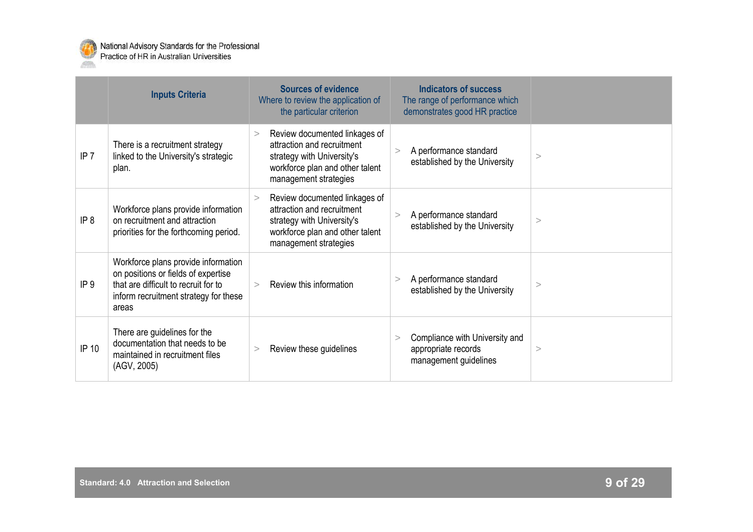| | Inputs Criteria | Sources of evidence Where to review the application of the particular criterion | Indicators of success The range of performance which demonstrates good HR practice | |
|---|---|---|---|---|
| IP 7 | There is a recruitment strategy linked to the University's strategic plan. | > Review documented linkages of attraction and recruitment strategy with University's workforce plan and other talent management strategies | > A performance standard established by the University | > |
| IP 8 | Workforce plans provide information on recruitment and attraction priorities for the forthcoming period. | > Review documented linkages of attraction and recruitment strategy with University's workforce plan and other talent management strategies | > A performance standard established by the University | > |
| IP 9 | Workforce plans provide information on positions or fields of expertise that are difficult to recruit for to inform recruitment strategy for these areas | > Review this information | > A performance standard established by the University | > |
| IP 10 | There are guidelines for the documentation that needs to be maintained in recruitment files (AGV, 2005) | > Review these guidelines | > Compliance with University and appropriate records management guidelines | > |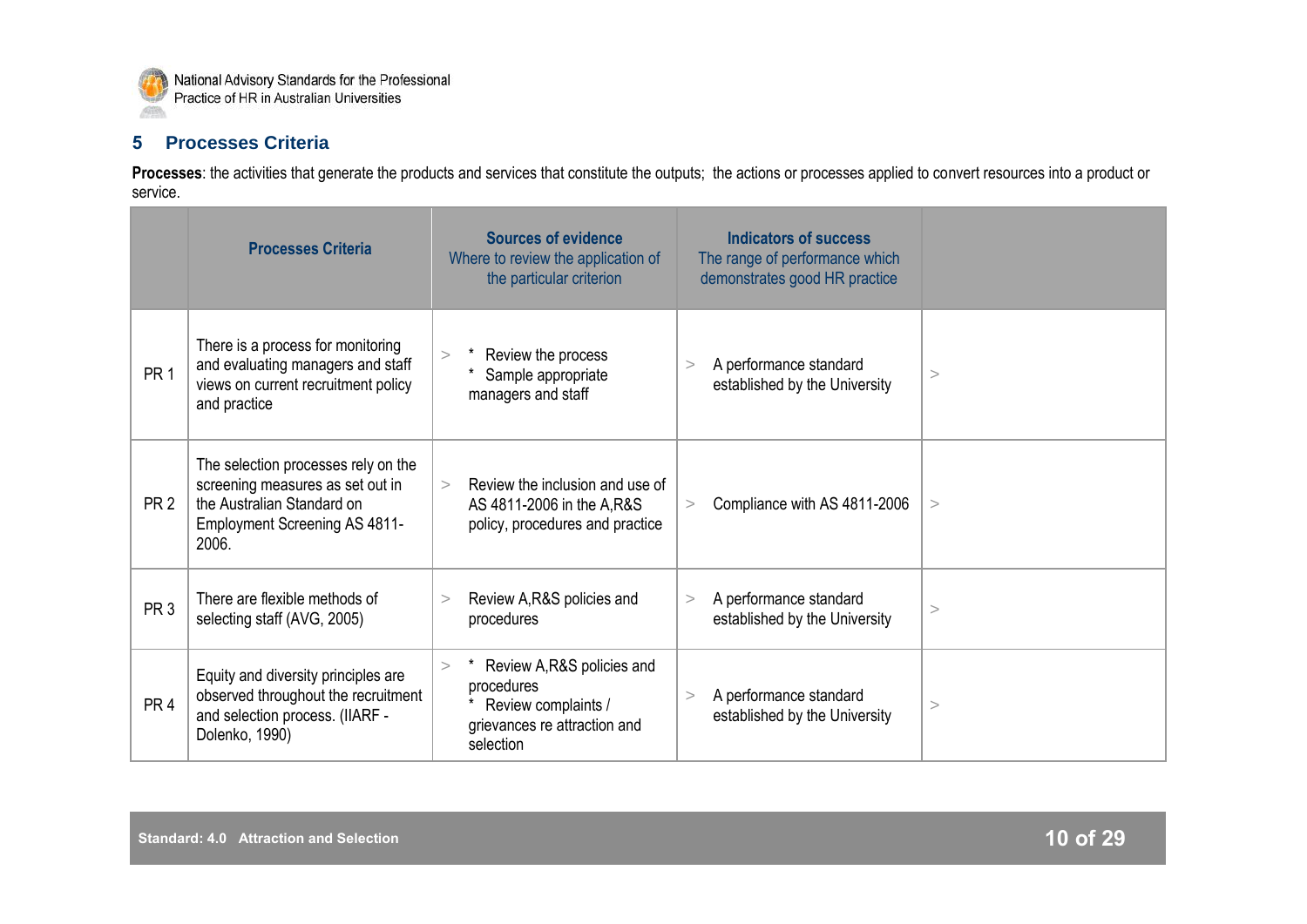## 5 Processes Criteria

**Processes**: the activities that generate the products and services that constitute the outputs; the actions or processes applied to convert resources into a product or service.

| | Processes Criteria | Sources of evidence<br>Where to review the application of the particular criterion | Indicators of success<br>The range of performance which demonstrates good HR practice | |
|---|---|---|---|---|
| PR 1 | There is a process for monitoring and evaluating managers and staff views on current recruitment policy and practice | > * Review the process<br>* Sample appropriate managers and staff | > A performance standard established by the University | > |
| PR 2 | The selection processes rely on the screening measures as set out in the Australian Standard on Employment Screening AS 4811-2006. | > Review the inclusion and use of AS 4811-2006 in the A,R&S policy, procedures and practice | > Compliance with AS 4811-2006 | > |
| PR 3 | There are flexible methods of selecting staff (AVG, 2005) | > Review A,R&S policies and procedures | > A performance standard established by the University | > |
| PR 4 | Equity and diversity principles are observed throughout the recruitment and selection process. (IIARF - Dolenko, 1990) | > * Review A,R&S policies and procedures<br>* Review complaints / grievances re attraction and selection | > A performance standard established by the University | > |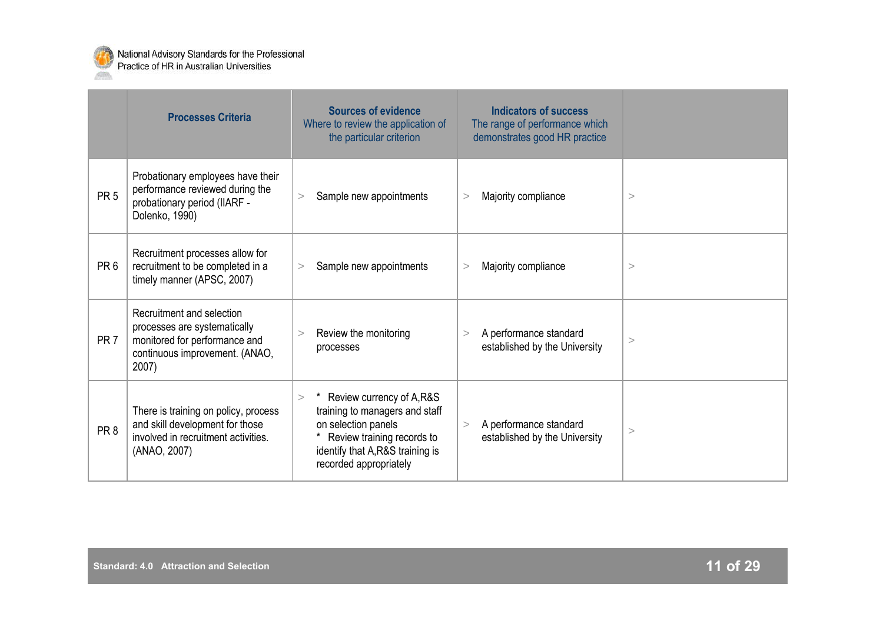| | Processes Criteria | Sources of evidence Where to review the application of the particular criterion | Indicators of success The range of performance which demonstrates good HR practice | |
|---|---|---|---|---|
| PR 5 | Probationary employees have their performance reviewed during the probationary period (IIARF - Dolenko, 1990) | > Sample new appointments | > Majority compliance | > |
| PR 6 | Recruitment processes allow for recruitment to be completed in a timely manner (APSC, 2007) | > Sample new appointments | > Majority compliance | > |
| PR 7 | Recruitment and selection processes are systematically monitored for performance and continuous improvement. (ANAO, 2007) | > Review the monitoring processes | > A performance standard established by the University | > |
| PR 8 | There is training on policy, process and skill development for those involved in recruitment activities. (ANAO, 2007) | > * Review currency of A,R&S training to managers and staff on selection panels<br>* Review training records to identify that A,R&S training is recorded appropriately | > A performance standard established by the University | > |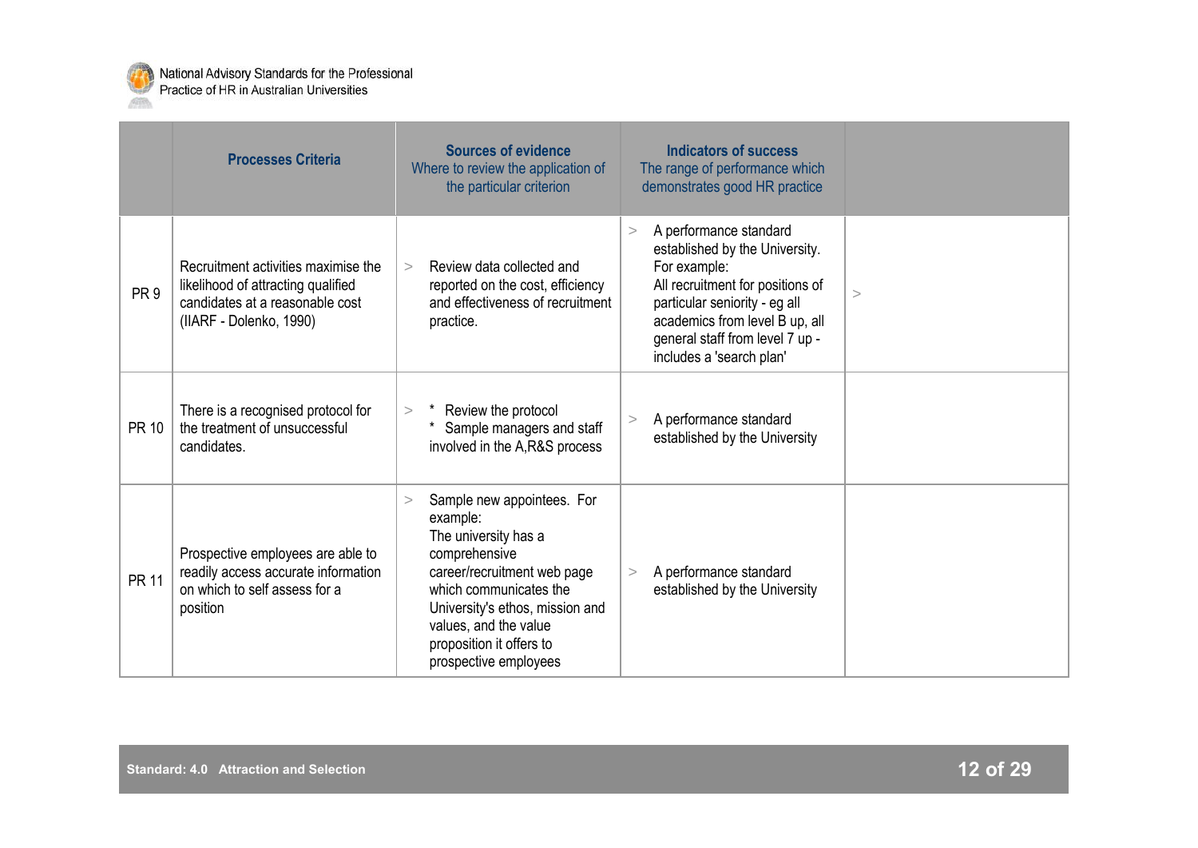| | Processes Criteria | Sources of evidence<br>Where to review the application of the particular criterion | Indicators of success<br>The range of performance which demonstrates good HR practice | |
|---|---|---|---|---|
| PR 9 | Recruitment activities maximise the likelihood of attracting qualified candidates at a reasonable cost (IIARF - Dolenko, 1990) | > Review data collected and reported on the cost, efficiency and effectiveness of recruitment practice. | > A performance standard established by the University. For example:<br>All recruitment for positions of particular seniority - eg all academics from level B up, all general staff from level 7 up - includes a 'search plan' | > |
| PR 10 | There is a recognised protocol for the treatment of unsuccessful candidates. | > * Review the protocol<br>* Sample managers and staff involved in the A,R&S process | > A performance standard established by the University | |
| PR 11 | Prospective employees are able to readily access accurate information on which to self assess for a position | > Sample new appointees. For example:<br>The university has a comprehensive career/recruitment web page which communicates the University's ethos, mission and values, and the value proposition it offers to prospective employees | > A performance standard established by the University | |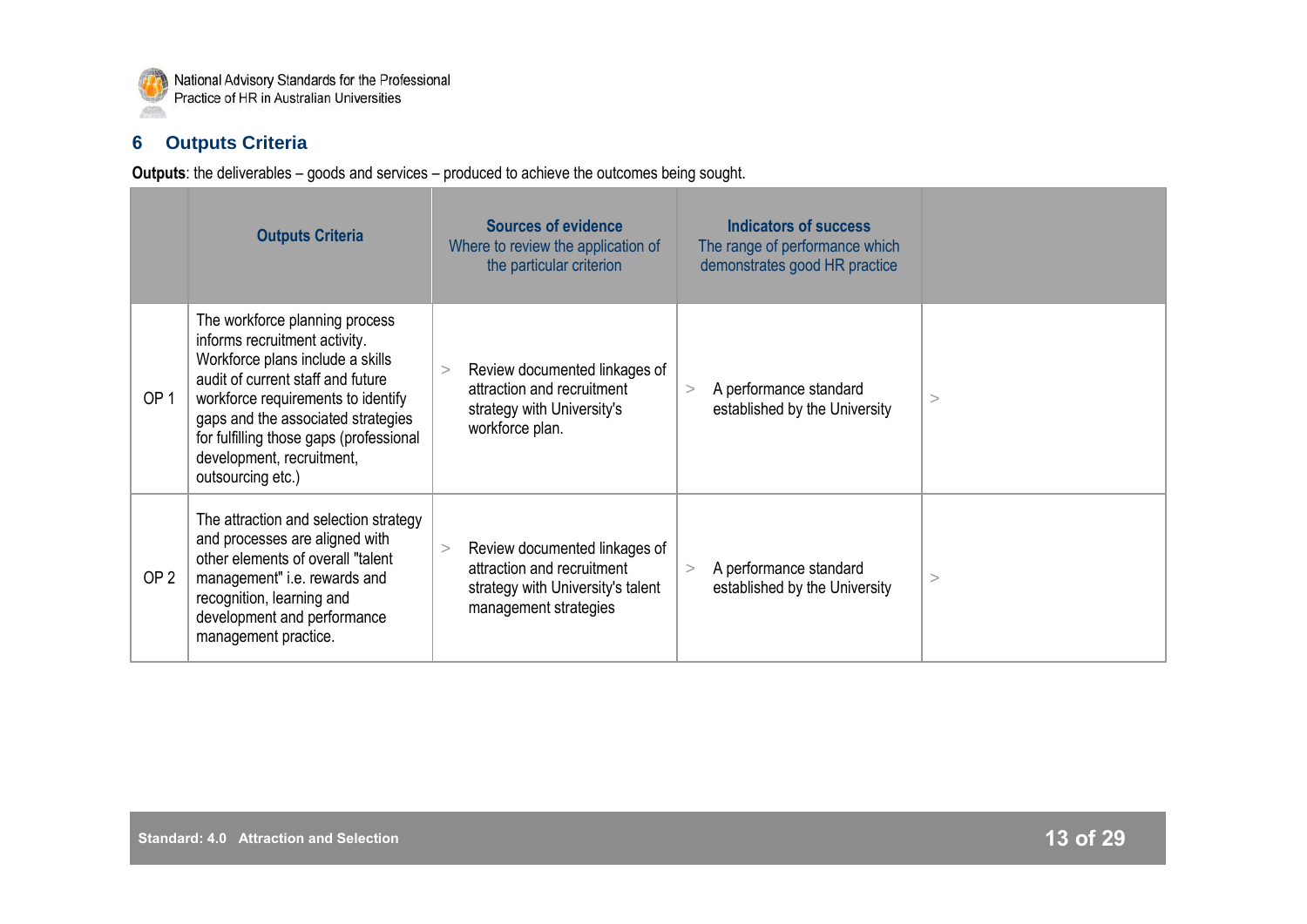## 6 Outputs Criteria

**Outputs**: the deliverables – goods and services – produced to achieve the outcomes being sought.

| | Outputs Criteria | Sources of evidence<br>Where to review the application of the particular criterion | Indicators of success<br>The range of performance which demonstrates good HR practice | |
|---|---|---|---|---|
| OP 1 | The workforce planning process informs recruitment activity. Workforce plans include a skills audit of current staff and future workforce requirements to identify gaps and the associated strategies for fulfilling those gaps (professional development, recruitment, outsourcing etc.) | > Review documented linkages of attraction and recruitment strategy with University's workforce plan. | > A performance standard established by the University | > |
| OP 2 | The attraction and selection strategy and processes are aligned with other elements of overall "talent management" i.e. rewards and recognition, learning and development and performance management practice. | > Review documented linkages of attraction and recruitment strategy with University's talent management strategies | > A performance standard established by the University | > |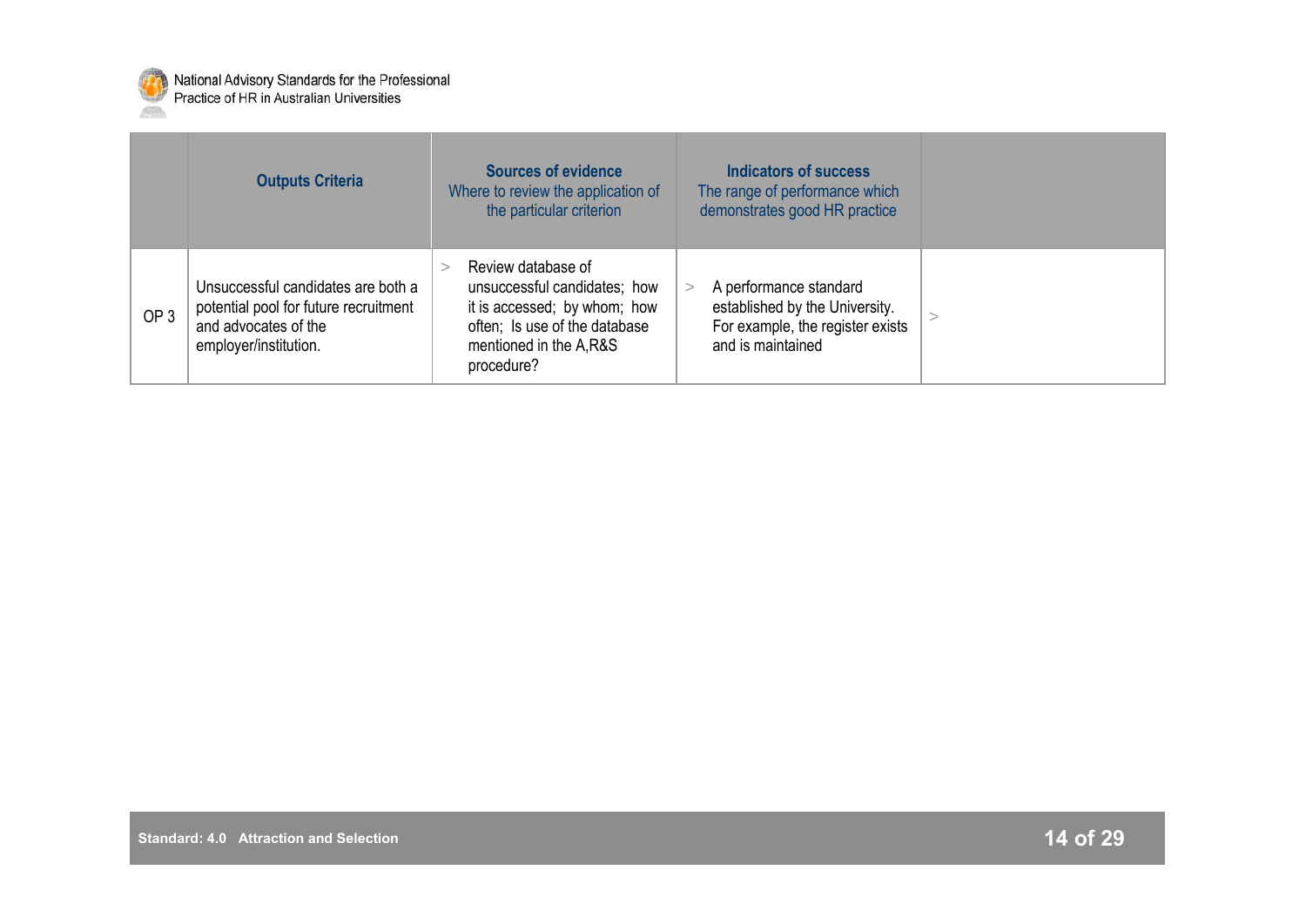| | Outputs Criteria | Sources of evidence<br>Where to review the application of the particular criterion | Indicators of success<br>The range of performance which demonstrates good HR practice | |
|---|---|---|---|---|
| OP 3 | Unsuccessful candidates are both a potential pool for future recruitment and advocates of the employer/institution. | > Review database of unsuccessful candidates; how it is accessed; by whom; how often; Is use of the database mentioned in the A,R&S procedure? | > A performance standard established by the University. For example, the register exists and is maintained | > |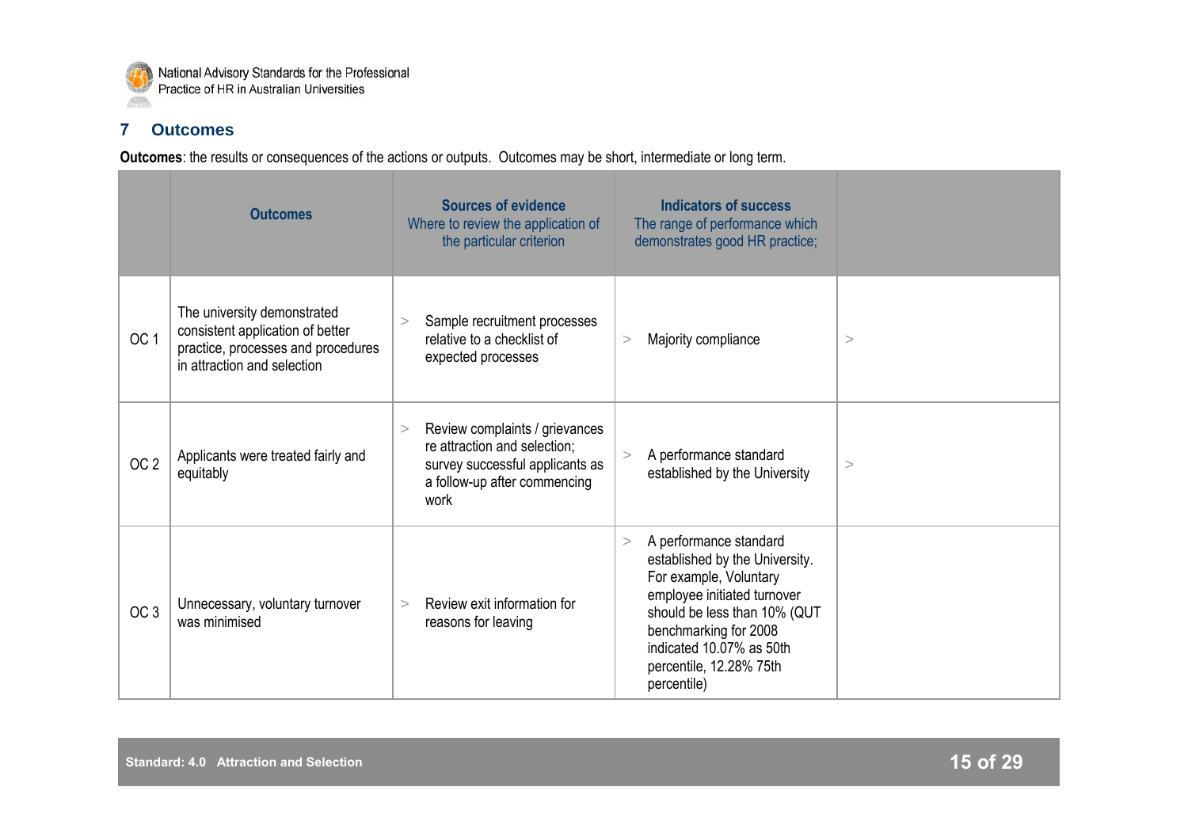## 7 Outcomes

**Outcomes**: the results or consequences of the actions or outputs. Outcomes may be short, intermediate or long term.

| | Outcomes | Sources of evidence<br>Where to review the application of the particular criterion | Indicators of success<br>The range of performance which demonstrates good HR practice; | |
|---|---|---|---|---|
| OC 1 | The university demonstrated consistent application of better practice, processes and procedures in attraction and selection | > Sample recruitment processes relative to a checklist of expected processes | > Majority compliance | > |
| OC 2 | Applicants were treated fairly and equitably | > Review complaints / grievances re attraction and selection; survey successful applicants as a follow-up after commencing work | > A performance standard established by the University | > |
| OC 3 | Unnecessary, voluntary turnover was minimised | > Review exit information for reasons for leaving | > A performance standard established by the University. For example, Voluntary employee initiated turnover should be less than 10% (QUT benchmarking for 2008 indicated 10.07% as 50th percentile, 12.28% 75th percentile) | |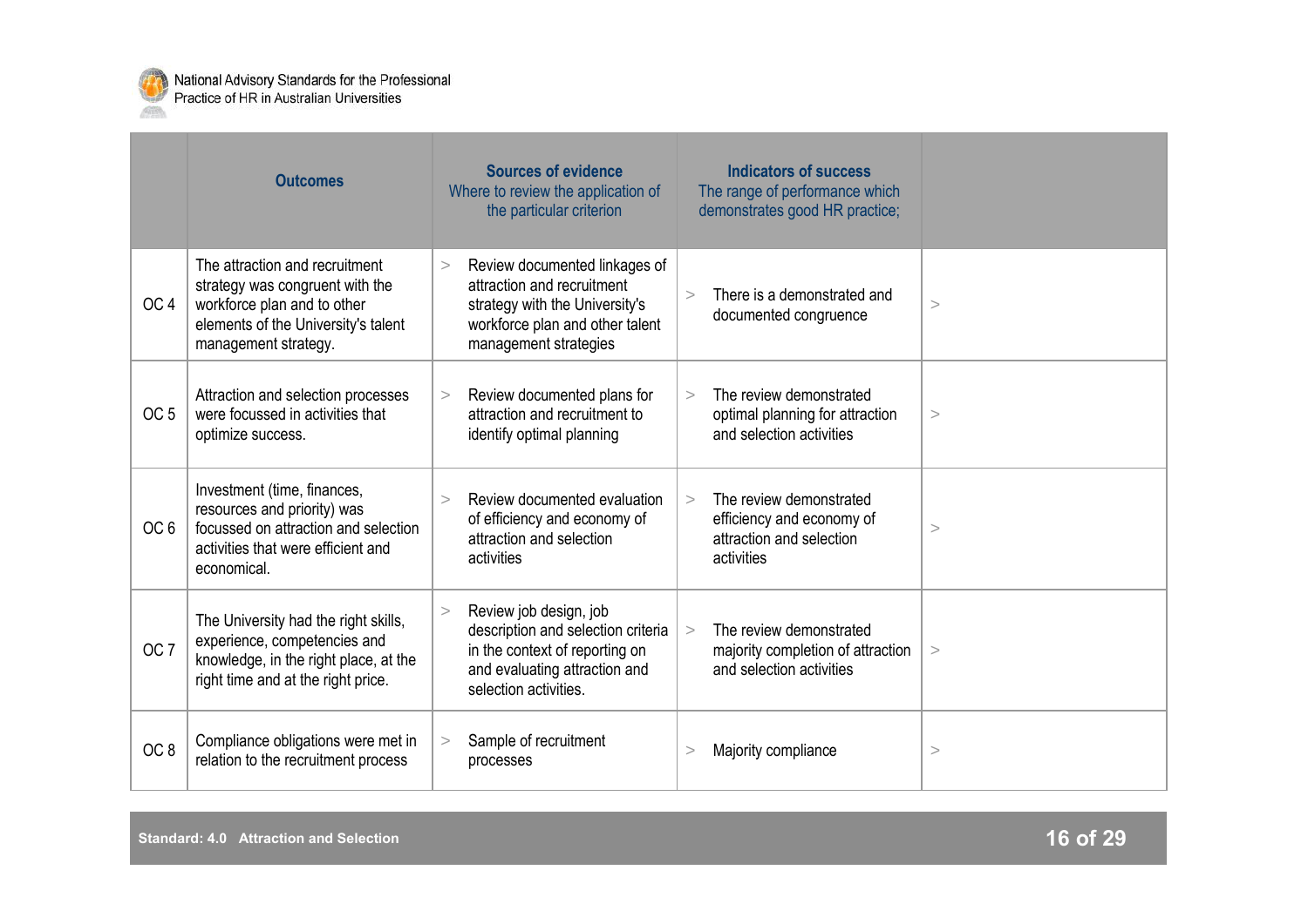| | Outcomes | Sources of evidence Where to review the application of the particular criterion | Indicators of success The range of performance which demonstrates good HR practice; | |
|---|---|---|---|---|
| OC 4 | The attraction and recruitment strategy was congruent with the workforce plan and to other elements of the University's talent management strategy. | > Review documented linkages of attraction and recruitment strategy with the University's workforce plan and other talent management strategies | > There is a demonstrated and documented congruence | > |
| OC 5 | Attraction and selection processes were focussed in activities that optimize success. | > Review documented plans for attraction and recruitment to identify optimal planning | > The review demonstrated optimal planning for attraction and selection activities | > |
| OC 6 | Investment (time, finances, resources and priority) was focussed on attraction and selection activities that were efficient and economical. | > Review documented evaluation of efficiency and economy of attraction and selection activities | > The review demonstrated efficiency and economy of attraction and selection activities | > |
| OC 7 | The University had the right skills, experience, competencies and knowledge, in the right place, at the right time and at the right price. | > Review job design, job description and selection criteria in the context of reporting on and evaluating attraction and selection activities. | > The review demonstrated majority completion of attraction and selection activities | > |
| OC 8 | Compliance obligations were met in relation to the recruitment process | > Sample of recruitment processes | > Majority compliance | > |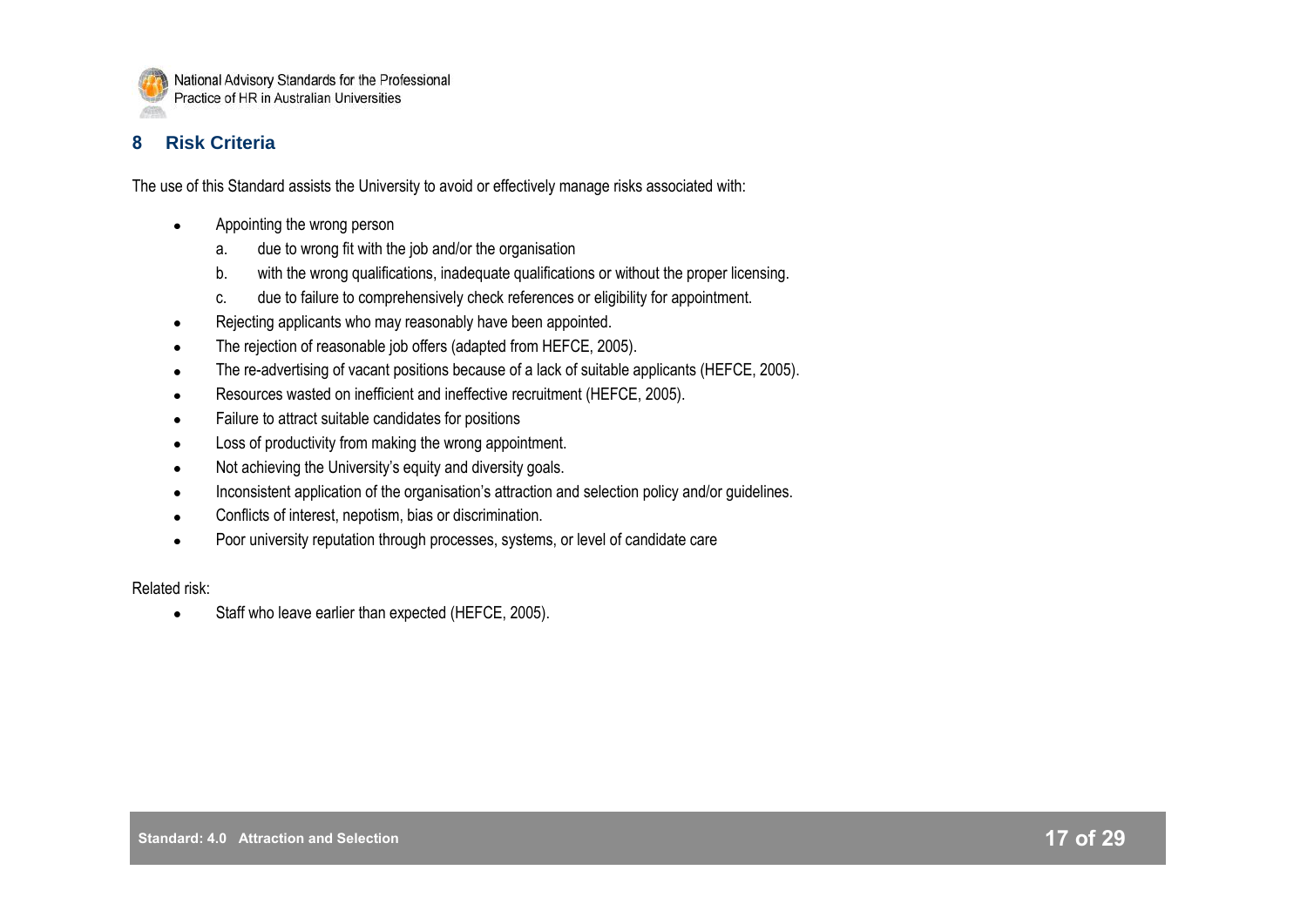## 8 Risk Criteria

The use of this Standard assists the University to avoid or effectively manage risks associated with:

- Appointing the wrong person
  a. due to wrong fit with the job and/or the organisation
  b. with the wrong qualifications, inadequate qualifications or without the proper licensing.
  c. due to failure to comprehensively check references or eligibility for appointment.
- Rejecting applicants who may reasonably have been appointed.
- The rejection of reasonable job offers (adapted from HEFCE, 2005).
- The re-advertising of vacant positions because of a lack of suitable applicants (HEFCE, 2005).
- Resources wasted on inefficient and ineffective recruitment (HEFCE, 2005).
- Failure to attract suitable candidates for positions
- Loss of productivity from making the wrong appointment.
- Not achieving the University's equity and diversity goals.
- Inconsistent application of the organisation's attraction and selection policy and/or guidelines.
- Conflicts of interest, nepotism, bias or discrimination.
- Poor university reputation through processes, systems, or level of candidate care

Related risk:

- Staff who leave earlier than expected (HEFCE, 2005).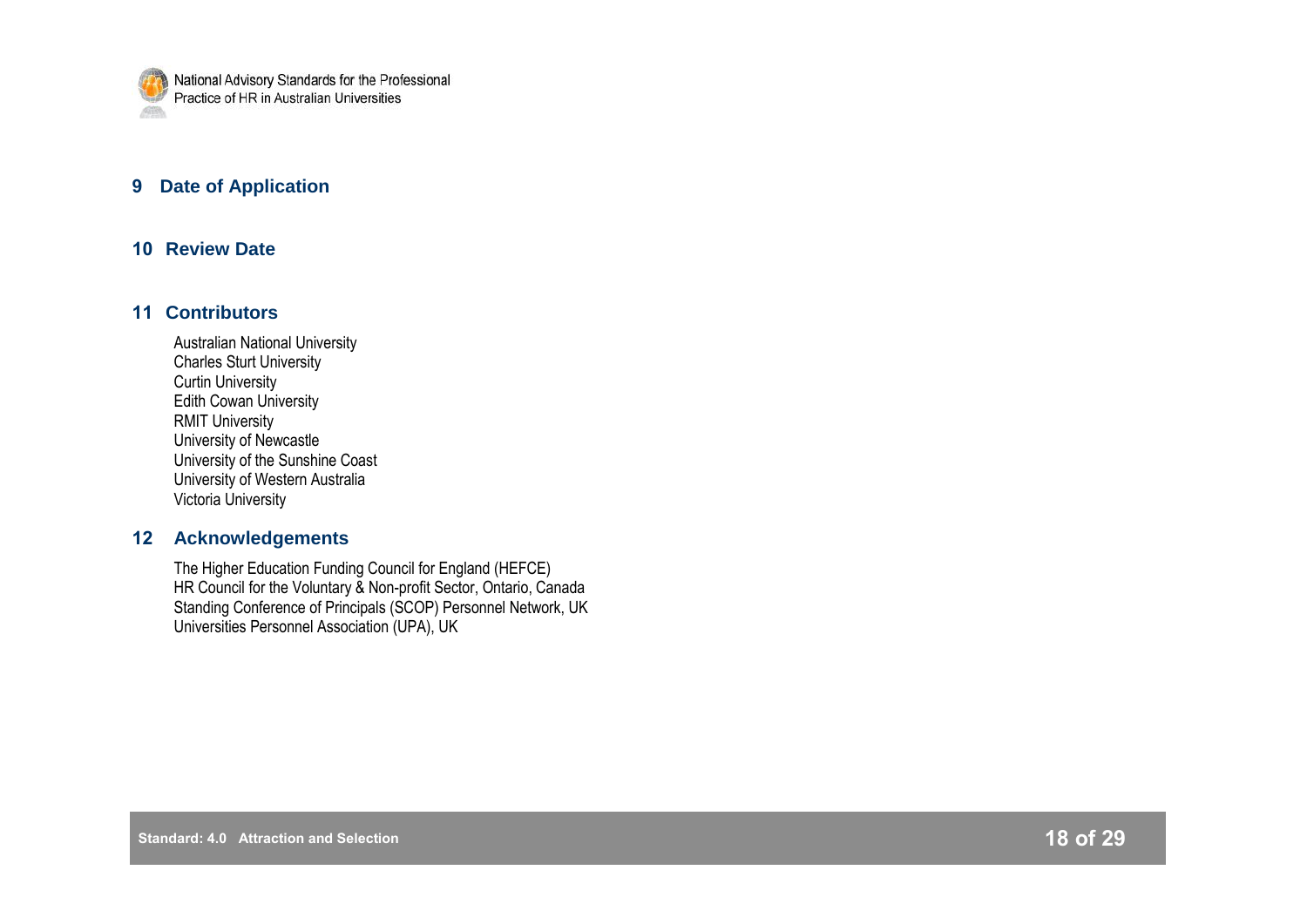## 9 Date of Application

## 10 Review Date

## 11 Contributors

Australian National University
Charles Sturt University
Curtin University
Edith Cowan University
RMIT University
University of Newcastle
University of the Sunshine Coast
University of Western Australia
Victoria University

## 12 Acknowledgements

The Higher Education Funding Council for England (HEFCE)
HR Council for the Voluntary & Non-profit Sector, Ontario, Canada
Standing Conference of Principals (SCOP) Personnel Network, UK
Universities Personnel Association (UPA), UK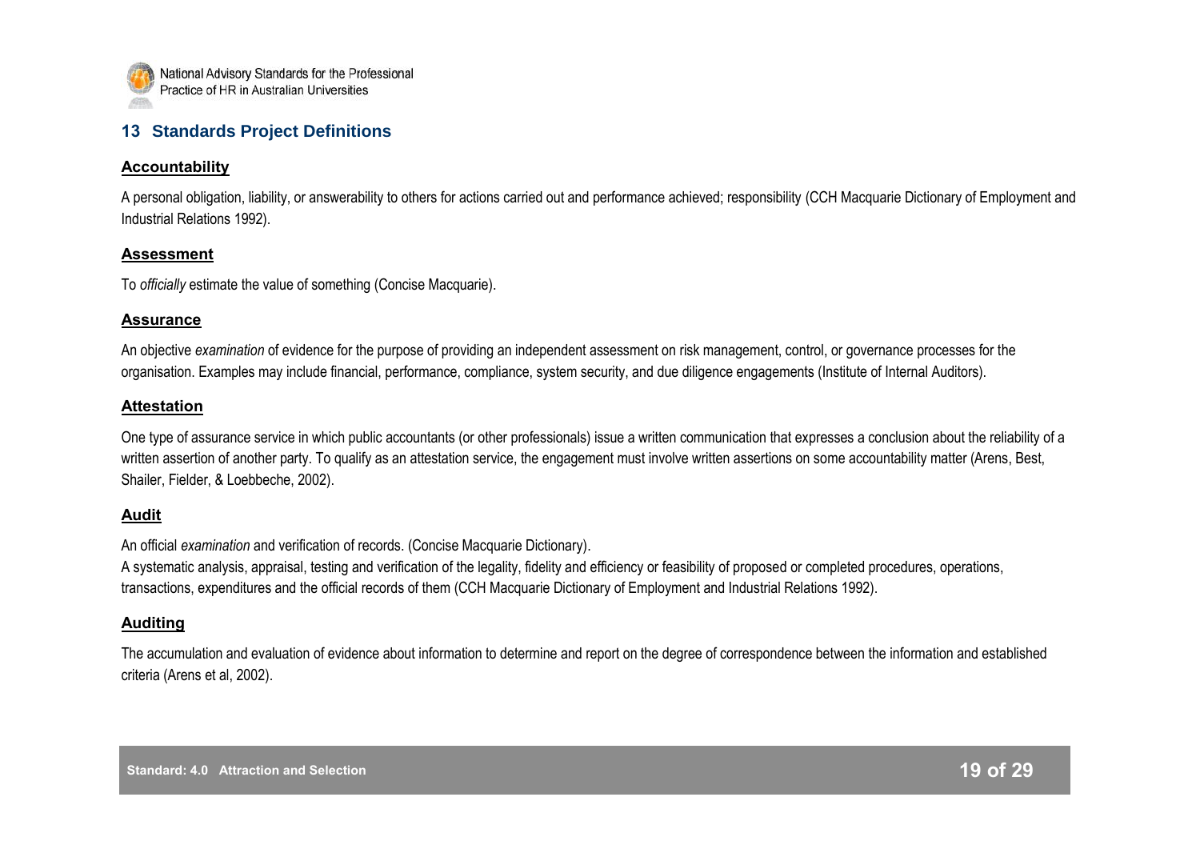## 13 Standards Project Definitions

**Accountability**

A personal obligation, liability, or answerability to others for actions carried out and performance achieved; responsibility (CCH Macquarie Dictionary of Employment and Industrial Relations 1992).

**Assessment**

To *officially* estimate the value of something (Concise Macquarie).

**Assurance**

An objective *examination* of evidence for the purpose of providing an independent assessment on risk management, control, or governance processes for the organisation. Examples may include financial, performance, compliance, system security, and due diligence engagements (Institute of Internal Auditors).

**Attestation**

One type of assurance service in which public accountants (or other professionals) issue a written communication that expresses a conclusion about the reliability of a written assertion of another party. To qualify as an attestation service, the engagement must involve written assertions on some accountability matter (Arens, Best, Shailer, Fielder, & Loebbeche, 2002).

**Audit**

An official *examination* and verification of records. (Concise Macquarie Dictionary).

A systematic analysis, appraisal, testing and verification of the legality, fidelity and efficiency or feasibility of proposed or completed procedures, operations, transactions, expenditures and the official records of them (CCH Macquarie Dictionary of Employment and Industrial Relations 1992).

**Auditing**

The accumulation and evaluation of evidence about information to determine and report on the degree of correspondence between the information and established criteria (Arens et al, 2002).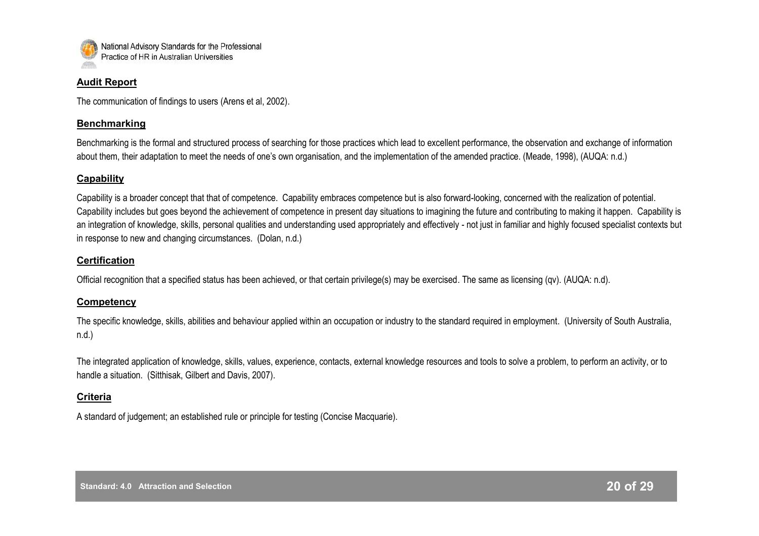## Audit Report

The communication of findings to users (Arens et al, 2002).

## Benchmarking

Benchmarking is the formal and structured process of searching for those practices which lead to excellent performance, the observation and exchange of information about them, their adaptation to meet the needs of one's own organisation, and the implementation of the amended practice. (Meade, 1998), (AUQA: n.d.)

## Capability

Capability is a broader concept that that of competence. Capability embraces competence but is also forward-looking, concerned with the realization of potential. Capability includes but goes beyond the achievement of competence in present day situations to imagining the future and contributing to making it happen. Capability is an integration of knowledge, skills, personal qualities and understanding used appropriately and effectively - not just in familiar and highly focused specialist contexts but in response to new and changing circumstances. (Dolan, n.d.)

## Certification

Official recognition that a specified status has been achieved, or that certain privilege(s) may be exercised. The same as licensing (qv). (AUQA: n.d).

## Competency

The specific knowledge, skills, abilities and behaviour applied within an occupation or industry to the standard required in employment. (University of South Australia, n.d.)

The integrated application of knowledge, skills, values, experience, contacts, external knowledge resources and tools to solve a problem, to perform an activity, or to handle a situation. (Sitthisak, Gilbert and Davis, 2007).

## Criteria

A standard of judgement; an established rule or principle for testing (Concise Macquarie).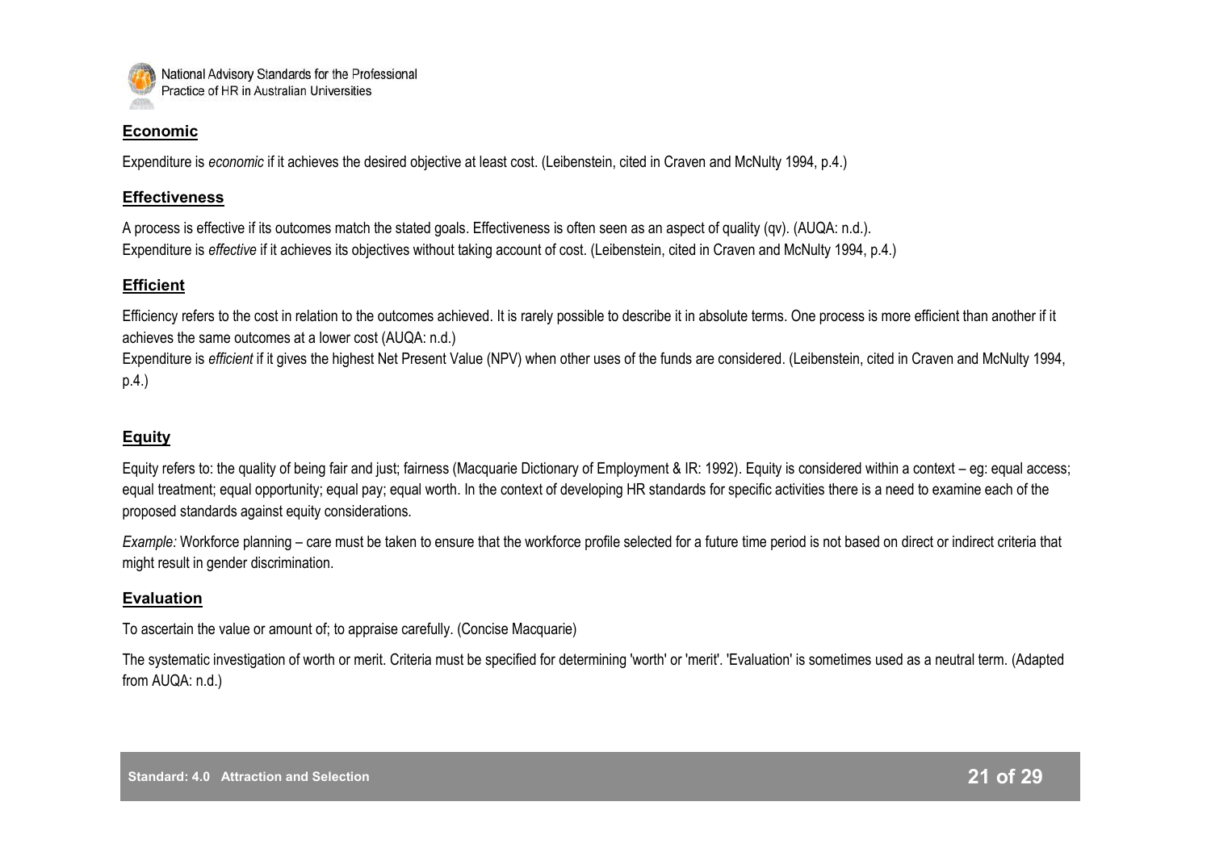## Economic

Expenditure is *economic* if it achieves the desired objective at least cost. (Leibenstein, cited in Craven and McNulty 1994, p.4.)

## Effectiveness

A process is effective if its outcomes match the stated goals. Effectiveness is often seen as an aspect of quality (qv). (AUQA: n.d.).
Expenditure is *effective* if it achieves its objectives without taking account of cost. (Leibenstein, cited in Craven and McNulty 1994, p.4.)

## Efficient

Efficiency refers to the cost in relation to the outcomes achieved. It is rarely possible to describe it in absolute terms. One process is more efficient than another if it achieves the same outcomes at a lower cost (AUQA: n.d.)
Expenditure is *efficient* if it gives the highest Net Present Value (NPV) when other uses of the funds are considered. (Leibenstein, cited in Craven and McNulty 1994, p.4.)

## Equity

Equity refers to: the quality of being fair and just; fairness (Macquarie Dictionary of Employment & IR: 1992). Equity is considered within a context – eg: equal access; equal treatment; equal opportunity; equal pay; equal worth. In the context of developing HR standards for specific activities there is a need to examine each of the proposed standards against equity considerations.

*Example:* Workforce planning – care must be taken to ensure that the workforce profile selected for a future time period is not based on direct or indirect criteria that might result in gender discrimination.

## Evaluation

To ascertain the value or amount of; to appraise carefully. (Concise Macquarie)

The systematic investigation of worth or merit. Criteria must be specified for determining 'worth' or 'merit'. 'Evaluation' is sometimes used as a neutral term. (Adapted from AUQA: n.d.)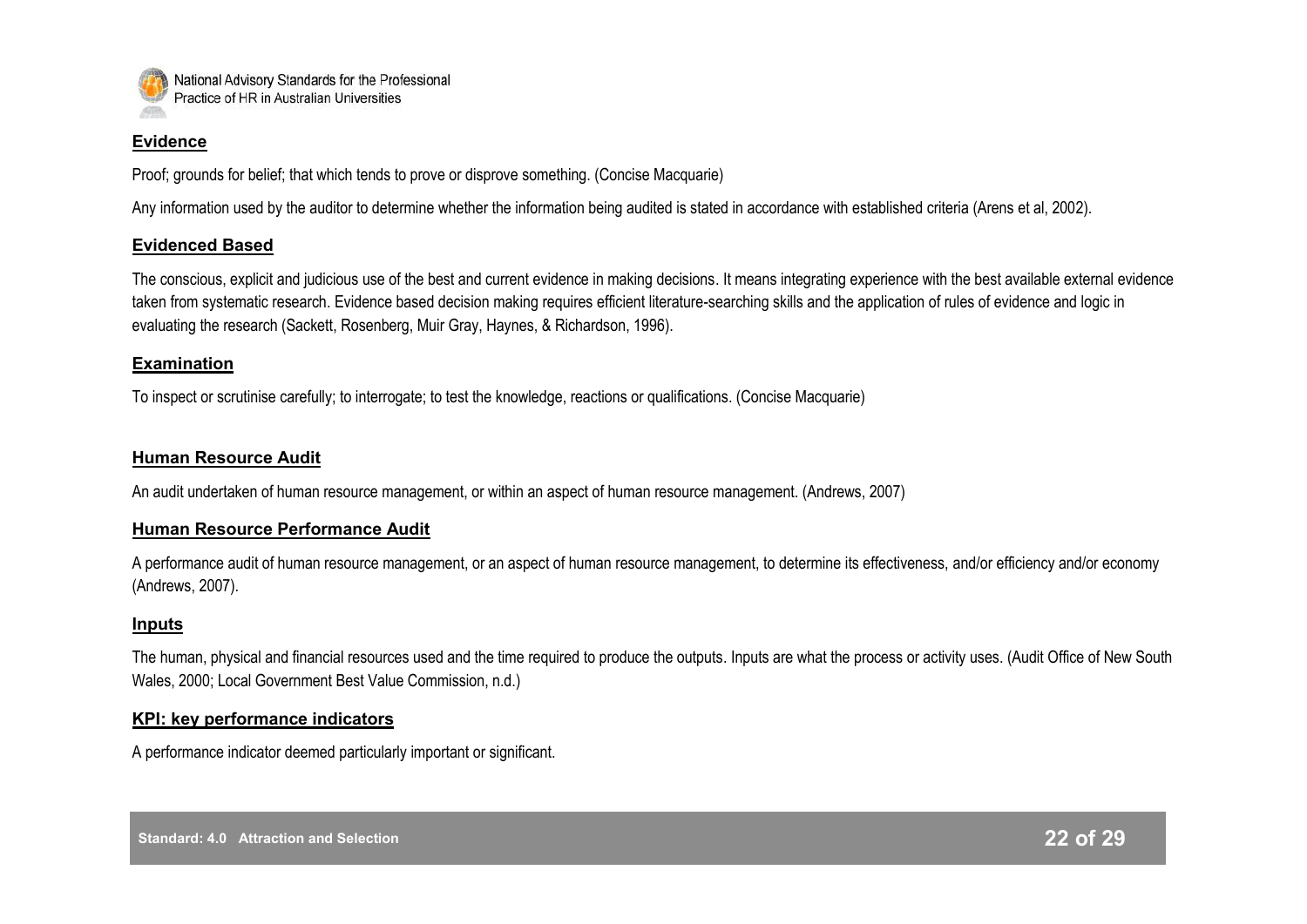## Evidence

Proof; grounds for belief; that which tends to prove or disprove something. (Concise Macquarie)

Any information used by the auditor to determine whether the information being audited is stated in accordance with established criteria (Arens et al, 2002).

## Evidenced Based

The conscious, explicit and judicious use of the best and current evidence in making decisions. It means integrating experience with the best available external evidence taken from systematic research. Evidence based decision making requires efficient literature-searching skills and the application of rules of evidence and logic in evaluating the research (Sackett, Rosenberg, Muir Gray, Haynes, & Richardson, 1996).

## Examination

To inspect or scrutinise carefully; to interrogate; to test the knowledge, reactions or qualifications. (Concise Macquarie)

## Human Resource Audit

An audit undertaken of human resource management, or within an aspect of human resource management. (Andrews, 2007)

## Human Resource Performance Audit

A performance audit of human resource management, or an aspect of human resource management, to determine its effectiveness, and/or efficiency and/or economy (Andrews, 2007).

## Inputs

The human, physical and financial resources used and the time required to produce the outputs. Inputs are what the process or activity uses. (Audit Office of New South Wales, 2000; Local Government Best Value Commission, n.d.)

## KPI: key performance indicators

A performance indicator deemed particularly important or significant.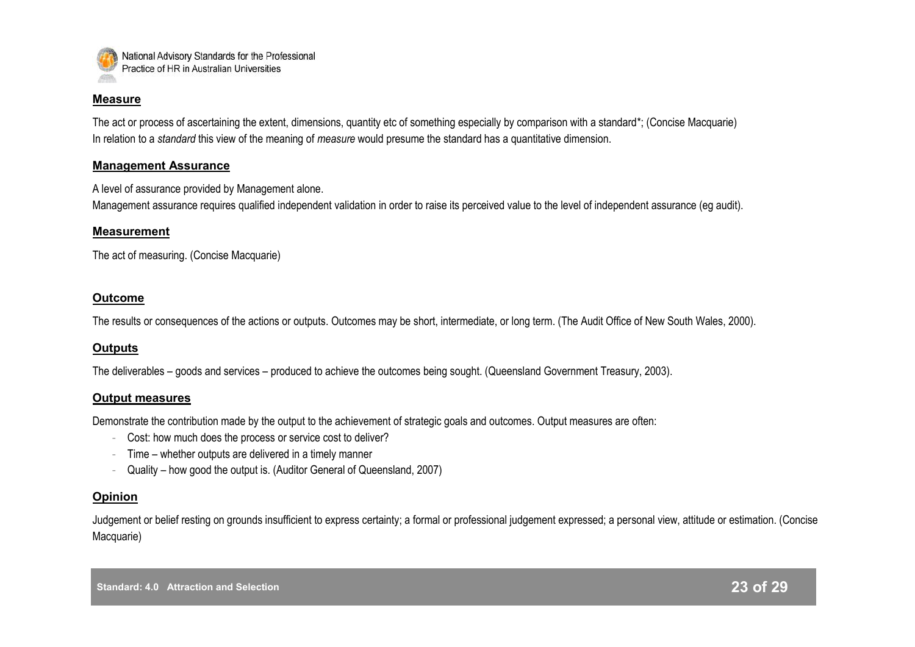## Measure

The act or process of ascertaining the extent, dimensions, quantity etc of something especially by comparison with a standard*; (Concise Macquarie)
In relation to a *standard* this view of the meaning of *measure* would presume the standard has a quantitative dimension.

## Management Assurance

A level of assurance provided by Management alone.
Management assurance requires qualified independent validation in order to raise its perceived value to the level of independent assurance (eg audit).

## Measurement

The act of measuring. (Concise Macquarie)

## Outcome

The results or consequences of the actions or outputs. Outcomes may be short, intermediate, or long term. (The Audit Office of New South Wales, 2000).

## Outputs

The deliverables – goods and services – produced to achieve the outcomes being sought. (Queensland Government Treasury, 2003).

## Output measures

Demonstrate the contribution made by the output to the achievement of strategic goals and outcomes. Output measures are often:

- Cost: how much does the process or service cost to deliver?
- Time – whether outputs are delivered in a timely manner
- Quality – how good the output is. (Auditor General of Queensland, 2007)

## Opinion

Judgement or belief resting on grounds insufficient to express certainty; a formal or professional judgement expressed; a personal view, attitude or estimation. (Concise Macquarie)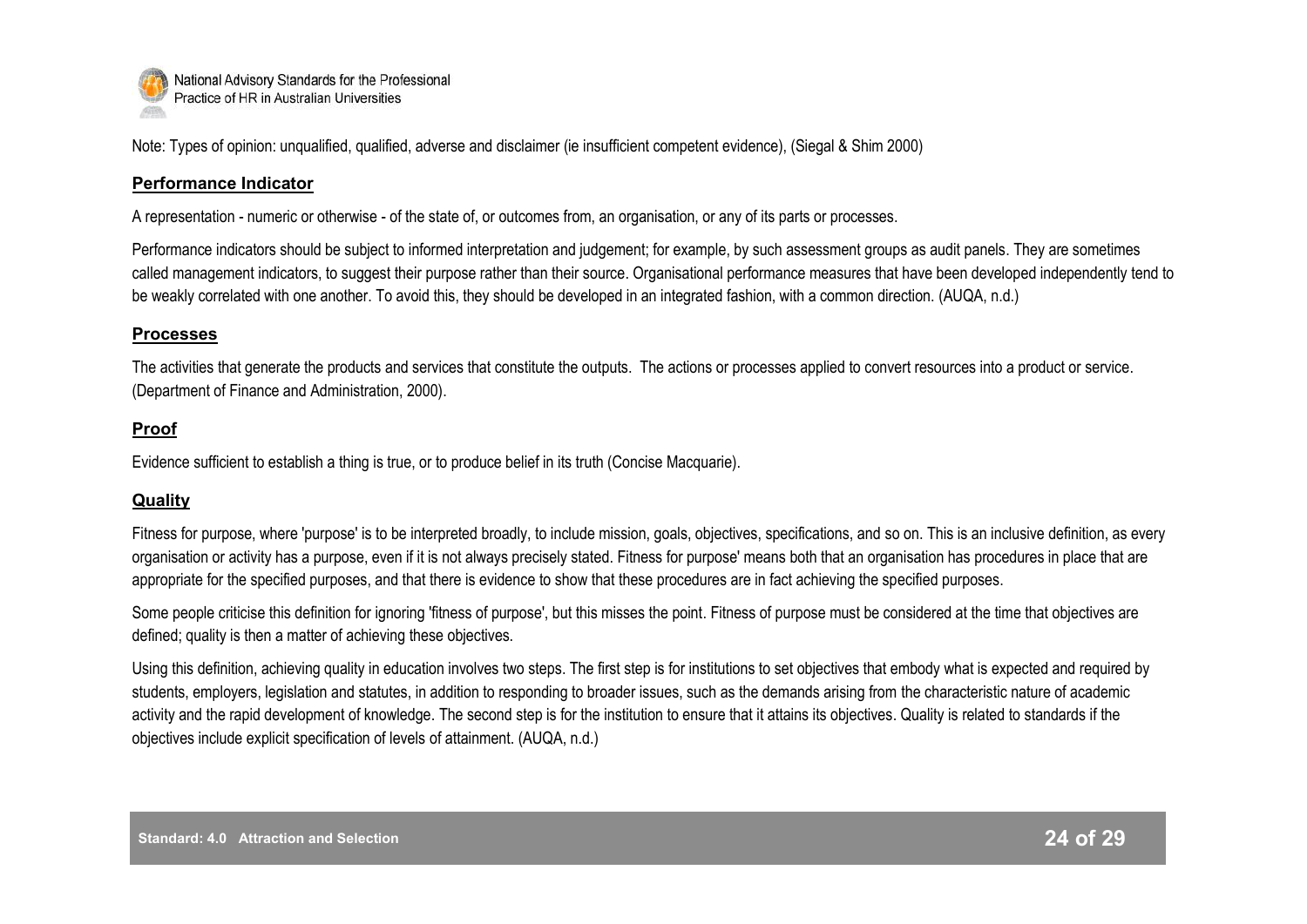Note: Types of opinion: unqualified, qualified, adverse and disclaimer (ie insufficient competent evidence), (Siegal & Shim 2000)

### Performance Indicator

A representation - numeric or otherwise - of the state of, or outcomes from, an organisation, or any of its parts or processes.

Performance indicators should be subject to informed interpretation and judgement; for example, by such assessment groups as audit panels. They are sometimes called management indicators, to suggest their purpose rather than their source. Organisational performance measures that have been developed independently tend to be weakly correlated with one another. To avoid this, they should be developed in an integrated fashion, with a common direction. (AUQA, n.d.)

### Processes

The activities that generate the products and services that constitute the outputs. The actions or processes applied to convert resources into a product or service. (Department of Finance and Administration, 2000).

### Proof

Evidence sufficient to establish a thing is true, or to produce belief in its truth (Concise Macquarie).

### Quality

Fitness for purpose, where 'purpose' is to be interpreted broadly, to include mission, goals, objectives, specifications, and so on. This is an inclusive definition, as every organisation or activity has a purpose, even if it is not always precisely stated. Fitness for purpose' means both that an organisation has procedures in place that are appropriate for the specified purposes, and that there is evidence to show that these procedures are in fact achieving the specified purposes.

Some people criticise this definition for ignoring 'fitness of purpose', but this misses the point. Fitness of purpose must be considered at the time that objectives are defined; quality is then a matter of achieving these objectives.

Using this definition, achieving quality in education involves two steps. The first step is for institutions to set objectives that embody what is expected and required by students, employers, legislation and statutes, in addition to responding to broader issues, such as the demands arising from the characteristic nature of academic activity and the rapid development of knowledge. The second step is for the institution to ensure that it attains its objectives. Quality is related to standards if the objectives include explicit specification of levels of attainment. (AUQA, n.d.)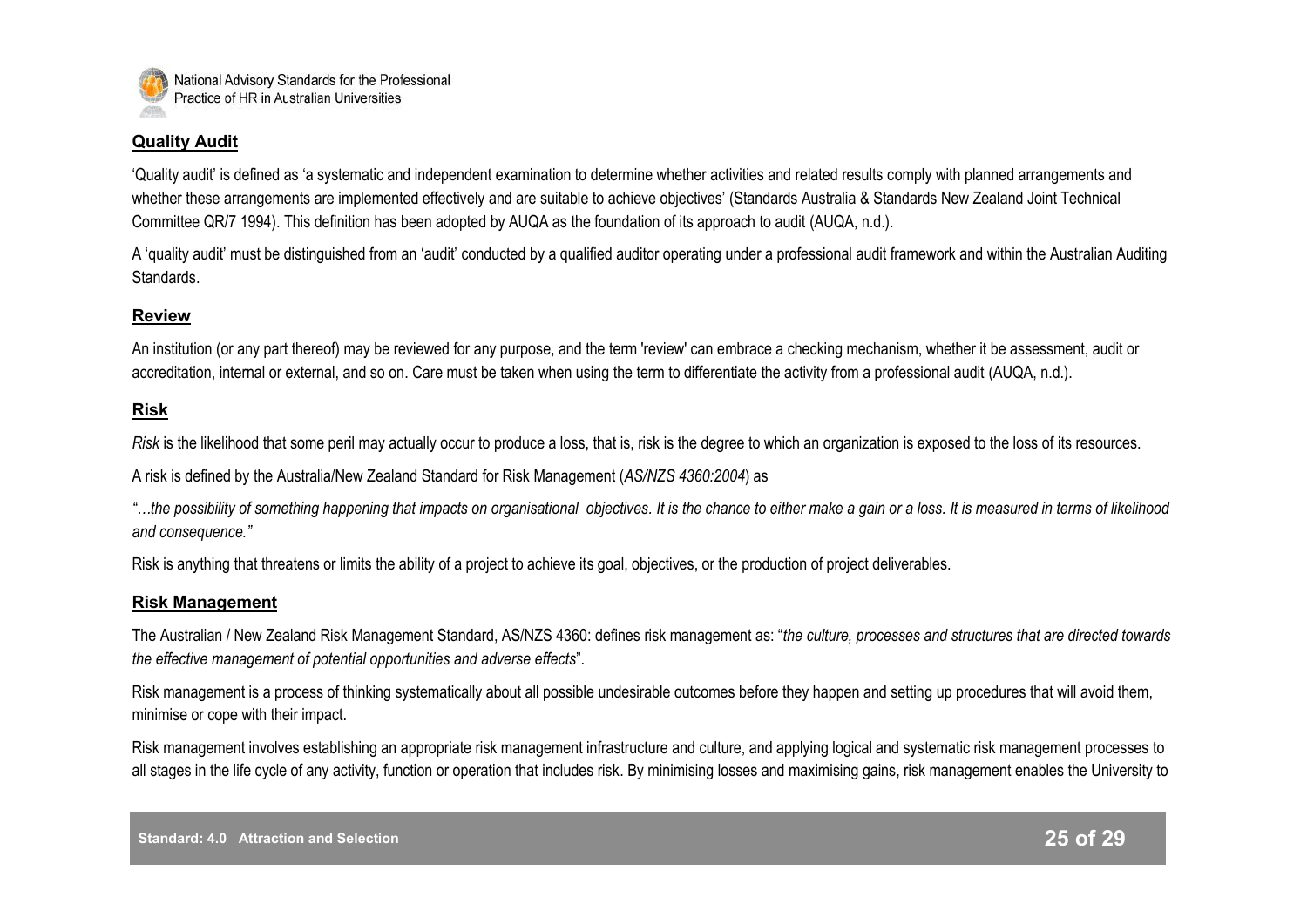## Quality Audit

'Quality audit' is defined as 'a systematic and independent examination to determine whether activities and related results comply with planned arrangements and whether these arrangements are implemented effectively and are suitable to achieve objectives' (Standards Australia & Standards New Zealand Joint Technical Committee QR/7 1994). This definition has been adopted by AUQA as the foundation of its approach to audit (AUQA, n.d.).

A 'quality audit' must be distinguished from an 'audit' conducted by a qualified auditor operating under a professional audit framework and within the Australian Auditing Standards.

## Review

An institution (or any part thereof) may be reviewed for any purpose, and the term 'review' can embrace a checking mechanism, whether it be assessment, audit or accreditation, internal or external, and so on. Care must be taken when using the term to differentiate the activity from a professional audit (AUQA, n.d.).

## Risk

*Risk* is the likelihood that some peril may actually occur to produce a loss, that is, risk is the degree to which an organization is exposed to the loss of its resources.

A risk is defined by the Australia/New Zealand Standard for Risk Management (*AS/NZS 4360:2004*) as

*"…the possibility of something happening that impacts on organisational objectives. It is the chance to either make a gain or a loss. It is measured in terms of likelihood and consequence."*

Risk is anything that threatens or limits the ability of a project to achieve its goal, objectives, or the production of project deliverables.

## Risk Management

The Australian / New Zealand Risk Management Standard, AS/NZS 4360: defines risk management as: "*the culture, processes and structures that are directed towards the effective management of potential opportunities and adverse effects*".

Risk management is a process of thinking systematically about all possible undesirable outcomes before they happen and setting up procedures that will avoid them, minimise or cope with their impact.

Risk management involves establishing an appropriate risk management infrastructure and culture, and applying logical and systematic risk management processes to all stages in the life cycle of any activity, function or operation that includes risk. By minimising losses and maximising gains, risk management enables the University to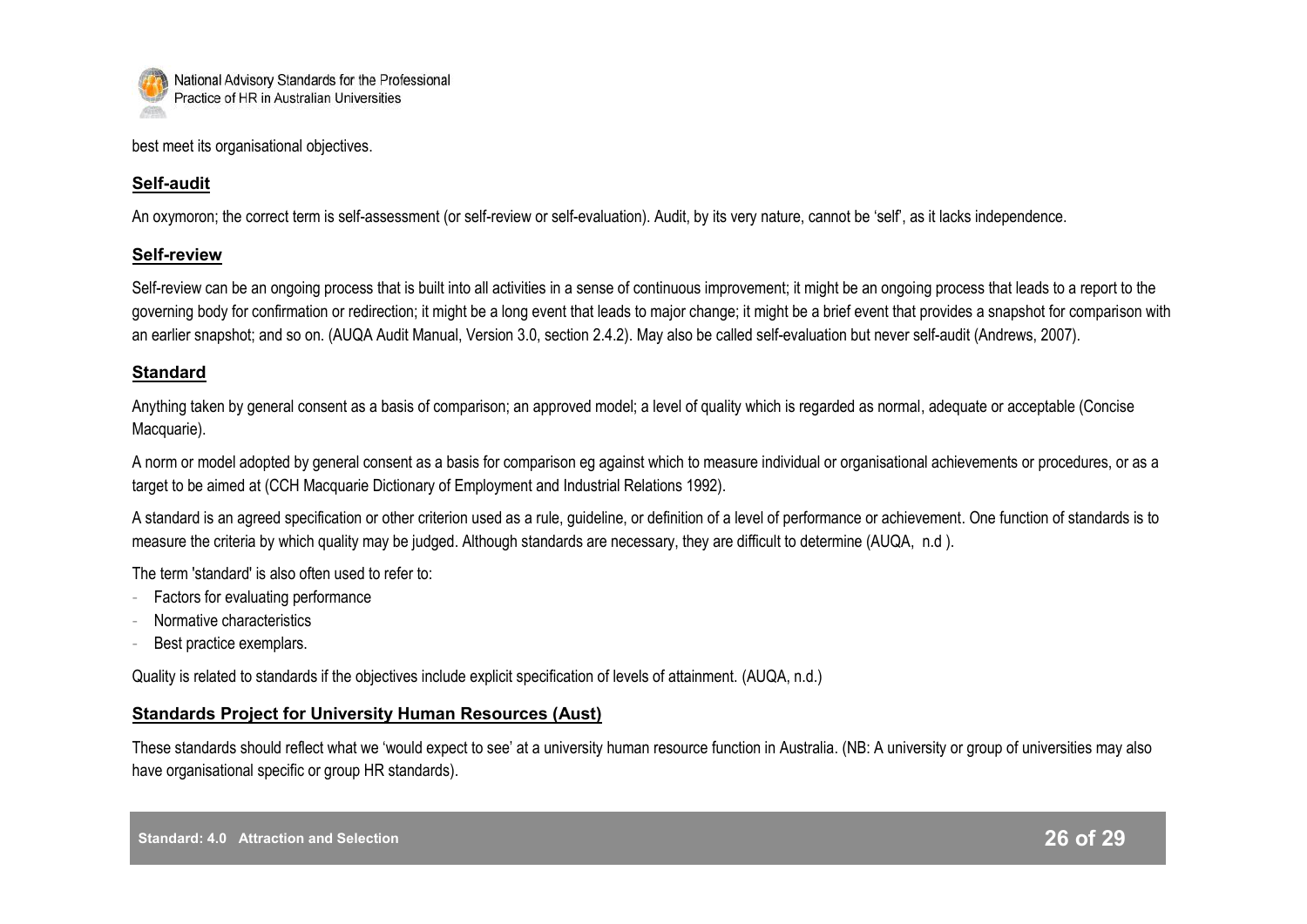best meet its organisational objectives.

### Self-audit

An oxymoron; the correct term is self-assessment (or self-review or self-evaluation). Audit, by its very nature, cannot be 'self', as it lacks independence.

### Self-review

Self-review can be an ongoing process that is built into all activities in a sense of continuous improvement; it might be an ongoing process that leads to a report to the governing body for confirmation or redirection; it might be a long event that leads to major change; it might be a brief event that provides a snapshot for comparison with an earlier snapshot; and so on. (AUQA Audit Manual, Version 3.0, section 2.4.2). May also be called self-evaluation but never self-audit (Andrews, 2007).

### Standard

Anything taken by general consent as a basis of comparison; an approved model; a level of quality which is regarded as normal, adequate or acceptable (Concise Macquarie).

A norm or model adopted by general consent as a basis for comparison eg against which to measure individual or organisational achievements or procedures, or as a target to be aimed at (CCH Macquarie Dictionary of Employment and Industrial Relations 1992).

A standard is an agreed specification or other criterion used as a rule, guideline, or definition of a level of performance or achievement. One function of standards is to measure the criteria by which quality may be judged. Although standards are necessary, they are difficult to determine (AUQA, n.d ).

The term 'standard' is also often used to refer to:

- Factors for evaluating performance
- Normative characteristics
- Best practice exemplars.

Quality is related to standards if the objectives include explicit specification of levels of attainment. (AUQA, n.d.)

### Standards Project for University Human Resources (Aust)

These standards should reflect what we 'would expect to see' at a university human resource function in Australia. (NB: A university or group of universities may also have organisational specific or group HR standards).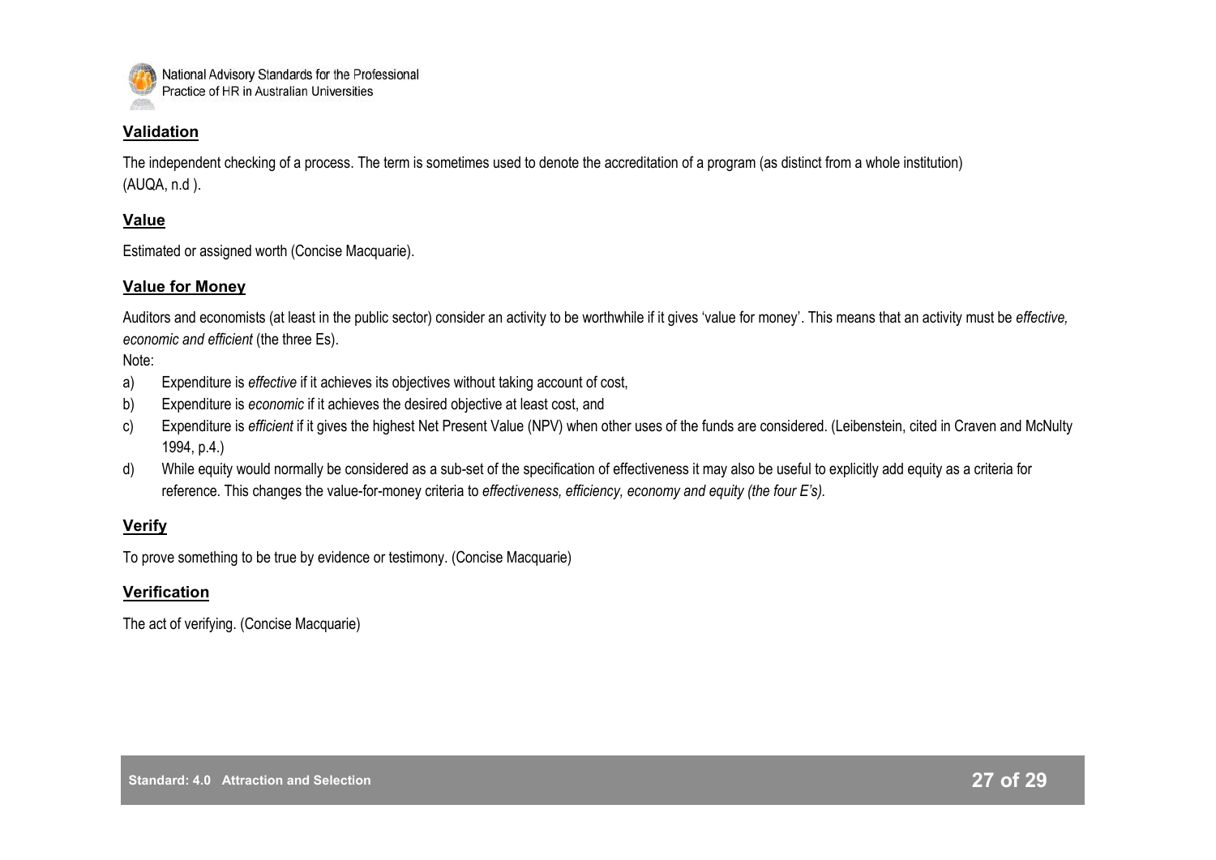## Validation

The independent checking of a process. The term is sometimes used to denote the accreditation of a program (as distinct from a whole institution) (AUQA, n.d ).

## Value

Estimated or assigned worth (Concise Macquarie).

## Value for Money

Auditors and economists (at least in the public sector) consider an activity to be worthwhile if it gives 'value for money'. This means that an activity must be *effective, economic and efficient* (the three Es).

Note:

a) Expenditure is *effective* if it achieves its objectives without taking account of cost,
b) Expenditure is *economic* if it achieves the desired objective at least cost, and
c) Expenditure is *efficient* if it gives the highest Net Present Value (NPV) when other uses of the funds are considered. (Leibenstein, cited in Craven and McNulty 1994, p.4.)
d) While equity would normally be considered as a sub-set of the specification of effectiveness it may also be useful to explicitly add equity as a criteria for reference. This changes the value-for-money criteria to *effectiveness, efficiency, economy and equity (the four E's).*

## Verify

To prove something to be true by evidence or testimony. (Concise Macquarie)

## Verification

The act of verifying. (Concise Macquarie)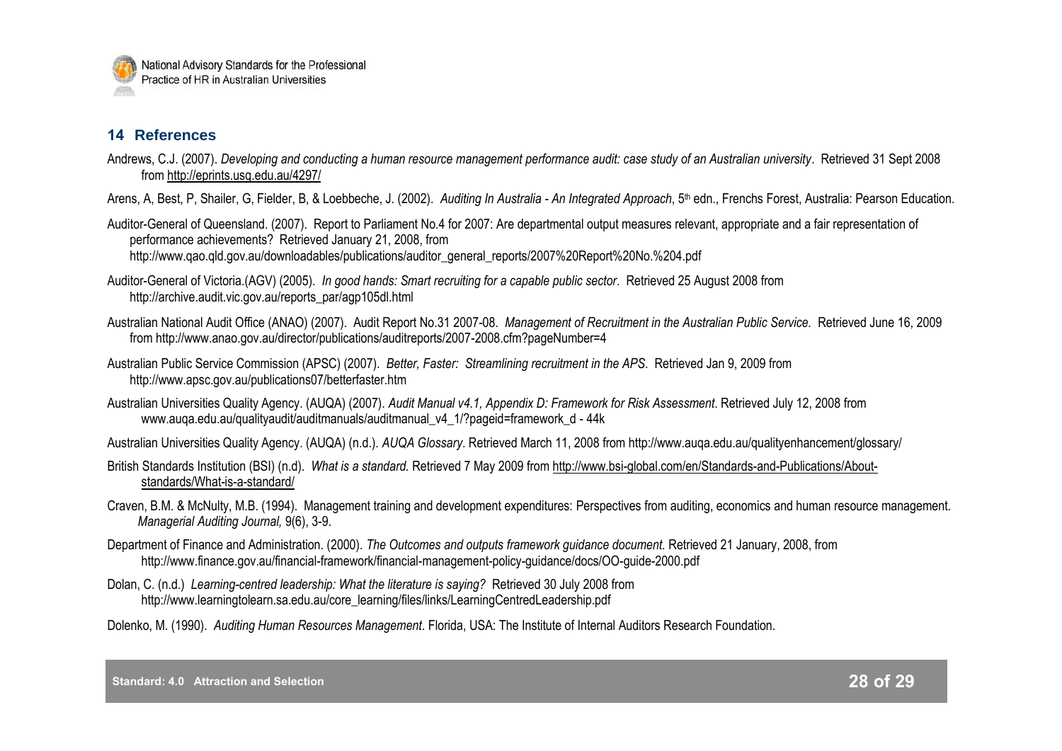## 14 References

Andrews, C.J. (2007). *Developing and conducting a human resource management performance audit: case study of an Australian university*. Retrieved 31 Sept 2008 from http://eprints.usq.edu.au/4297/

Arens, A, Best, P, Shailer, G, Fielder, B, & Loebbeche, J. (2002). *Auditing In Australia - An Integrated Approach*, 5th edn., Frenchs Forest, Australia: Pearson Education.

Auditor-General of Queensland. (2007). Report to Parliament No.4 for 2007: Are departmental output measures relevant, appropriate and a fair representation of performance achievements? Retrieved January 21, 2008, from http://www.qao.qld.gov.au/downloadables/publications/auditor_general_reports/2007%20Report%20No.%204.pdf

Auditor-General of Victoria.(AGV) (2005). *In good hands: Smart recruiting for a capable public sector*. Retrieved 25 August 2008 from http://archive.audit.vic.gov.au/reports_par/agp105dl.html

Australian National Audit Office (ANAO) (2007). Audit Report No.31 2007-08. *Management of Recruitment in the Australian Public Service.* Retrieved June 16, 2009 from http://www.anao.gov.au/director/publications/auditreports/2007-2008.cfm?pageNumber=4

Australian Public Service Commission (APSC) (2007). *Better, Faster: Streamlining recruitment in the APS*. Retrieved Jan 9, 2009 from http://www.apsc.gov.au/publications07/betterfaster.htm

Australian Universities Quality Agency. (AUQA) (2007). *Audit Manual v4.1, Appendix D: Framework for Risk Assessment*. Retrieved July 12, 2008 from www.auqa.edu.au/qualityaudit/auditmanuals/auditmanual_v4_1/?pageid=framework_d - 44k

Australian Universities Quality Agency. (AUQA) (n.d.). *AUQA Glossary*. Retrieved March 11, 2008 from http://www.auqa.edu.au/qualityenhancement/glossary/

British Standards Institution (BSI) (n.d). *What is a standard.* Retrieved 7 May 2009 from http://www.bsi-global.com/en/Standards-and-Publications/About-standards/What-is-a-standard/

Craven, B.M. & McNulty, M.B. (1994). Management training and development expenditures: Perspectives from auditing, economics and human resource management. *Managerial Auditing Journal,* 9(6), 3-9.

Department of Finance and Administration. (2000). *The Outcomes and outputs framework guidance document.* Retrieved 21 January, 2008, from http://www.finance.gov.au/financial-framework/financial-management-policy-guidance/docs/OO-guide-2000.pdf

Dolan, C. (n.d.) *Learning-centred leadership: What the literature is saying?* Retrieved 30 July 2008 from http://www.learningtolearn.sa.edu.au/core_learning/files/links/LearningCentredLeadership.pdf

Dolenko, M. (1990). *Auditing Human Resources Management*. Florida, USA: The Institute of Internal Auditors Research Foundation.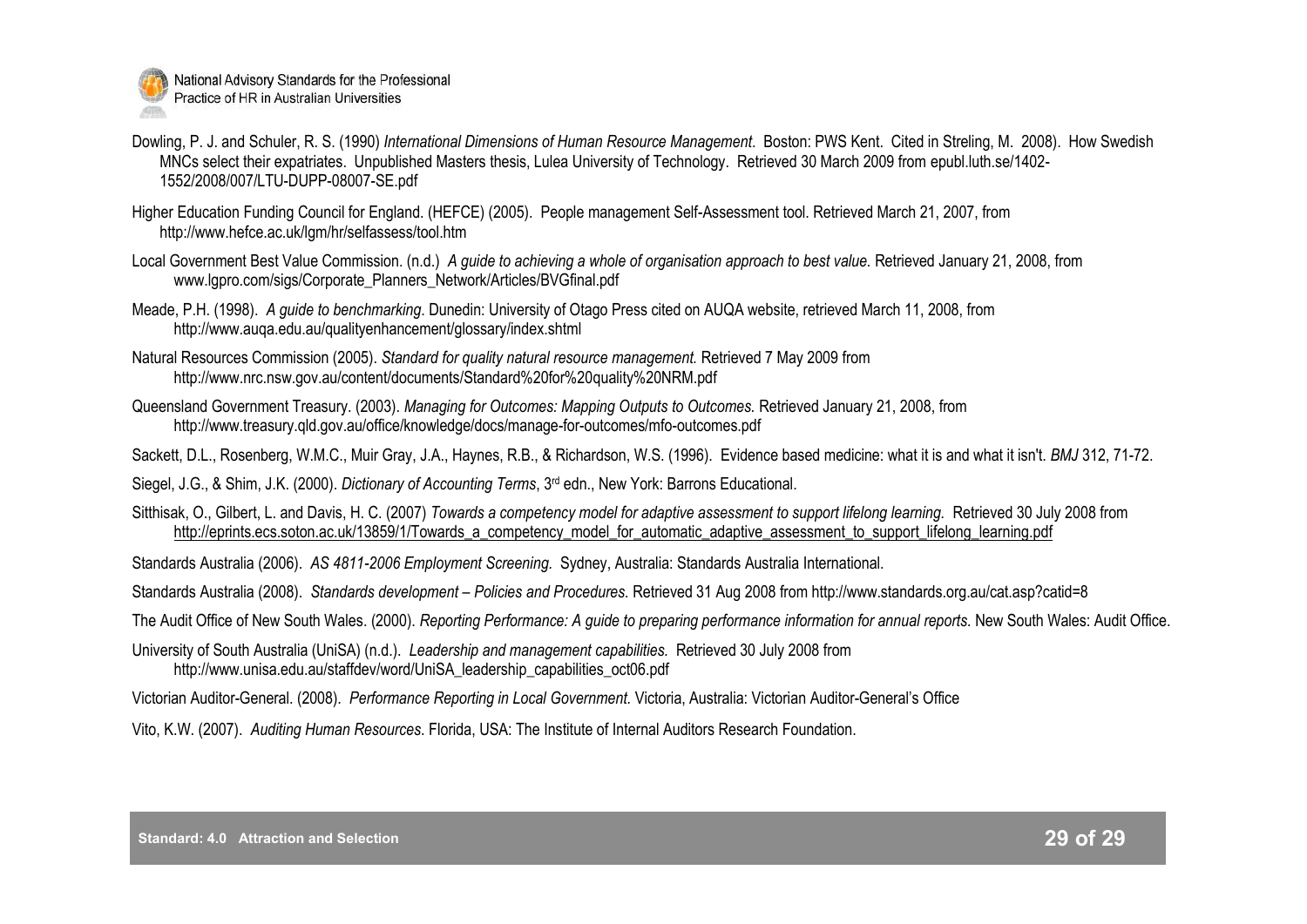Dowling, P. J. and Schuler, R. S. (1990) *International Dimensions of Human Resource Management*. Boston: PWS Kent. Cited in Streling, M. 2008). How Swedish MNCs select their expatriates. Unpublished Masters thesis, Lulea University of Technology. Retrieved 30 March 2009 from epubl.luth.se/1402-1552/2008/007/LTU-DUPP-08007-SE.pdf

Higher Education Funding Council for England. (HEFCE) (2005). People management Self-Assessment tool. Retrieved March 21, 2007, from http://www.hefce.ac.uk/lgm/hr/selfassess/tool.htm

Local Government Best Value Commission. (n.d.) *A guide to achieving a whole of organisation approach to best value.* Retrieved January 21, 2008, from www.lgpro.com/sigs/Corporate_Planners_Network/Articles/BVGfinal.pdf

Meade, P.H. (1998). *A guide to benchmarking*. Dunedin: University of Otago Press cited on AUQA website, retrieved March 11, 2008, from http://www.auqa.edu.au/qualityenhancement/glossary/index.shtml

Natural Resources Commission (2005). *Standard for quality natural resource management.* Retrieved 7 May 2009 from http://www.nrc.nsw.gov.au/content/documents/Standard%20for%20quality%20NRM.pdf

Queensland Government Treasury. (2003). *Managing for Outcomes: Mapping Outputs to Outcomes.* Retrieved January 21, 2008, from http://www.treasury.qld.gov.au/office/knowledge/docs/manage-for-outcomes/mfo-outcomes.pdf

Sackett, D.L., Rosenberg, W.M.C., Muir Gray, J.A., Haynes, R.B., & Richardson, W.S. (1996). Evidence based medicine: what it is and what it isn't. *BMJ* 312, 71-72.

Siegel, J.G., & Shim, J.K. (2000). *Dictionary of Accounting Terms*, 3rd edn., New York: Barrons Educational.

Sitthisak, O., Gilbert, L. and Davis, H. C. (2007) *Towards a competency model for adaptive assessment to support lifelong learning.* Retrieved 30 July 2008 from http://eprints.ecs.soton.ac.uk/13859/1/Towards_a_competency_model_for_automatic_adaptive_assessment_to_support_lifelong_learning.pdf

Standards Australia (2006). *AS 4811-2006 Employment Screening.* Sydney, Australia: Standards Australia International.

Standards Australia (2008). *Standards development – Policies and Procedures.* Retrieved 31 Aug 2008 from http://www.standards.org.au/cat.asp?catid=8

The Audit Office of New South Wales. (2000). *Reporting Performance: A guide to preparing performance information for annual reports.* New South Wales: Audit Office.

University of South Australia (UniSA) (n.d.). *Leadership and management capabilities.* Retrieved 30 July 2008 from http://www.unisa.edu.au/staffdev/word/UniSA_leadership_capabilities_oct06.pdf

Victorian Auditor-General. (2008). *Performance Reporting in Local Government.* Victoria, Australia: Victorian Auditor-General's Office

Vito, K.W. (2007). *Auditing Human Resources*. Florida, USA: The Institute of Internal Auditors Research Foundation.